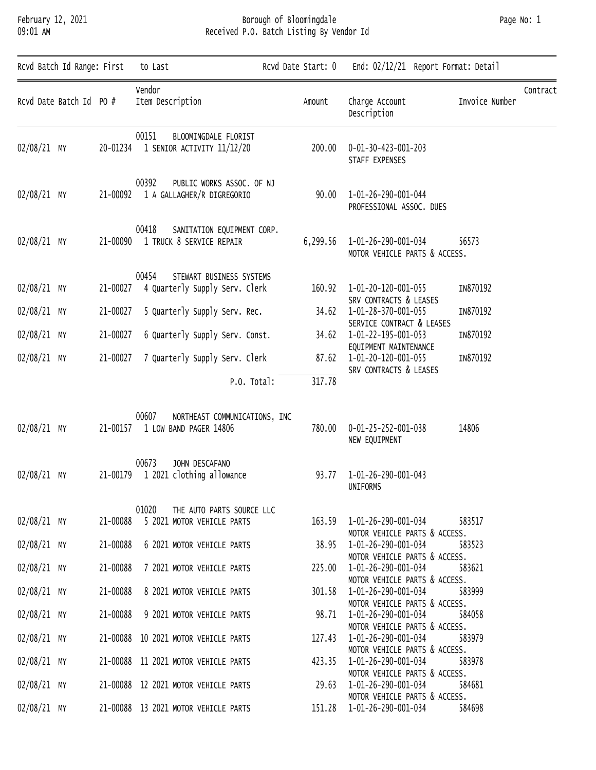# Borough of Bloomingdale
## Received P.O. Batch Listing By Vendor Id

February 12, 2021
09:01 AM

Rcvd Batch Id Range: First to Last    Rcvd Date Start: 0    End: 02/12/21    Report Format: Detail

| Rcvd Date | Batch Id | PO # | Vendor / Item Description | Amount | Charge Account / Description | Invoice Number | Contract |
|---|---|---|---|---|---|---|---|
| | | | 00151 BLOOMINGDALE FLORIST | | | | |
| 02/08/21 | MY | 20-01234 | 1 SENIOR ACTIVITY 11/12/20 | 200.00 | 0-01-30-423-001-203 STAFF EXPENSES | | |
| | | | 00392 PUBLIC WORKS ASSOC. OF NJ | | | | |
| 02/08/21 | MY | 21-00092 | 1 A GALLAGHER/R DIGREGORIO | 90.00 | 1-01-26-290-001-044 PROFESSIONAL ASSOC. DUES | | |
| | | | 00418 SANITATION EQUIPMENT CORP. | | | | |
| 02/08/21 | MY | 21-00090 | 1 TRUCK 8 SERVICE REPAIR | 6,299.56 | 1-01-26-290-001-034 MOTOR VEHICLE PARTS & ACCESS. | 56573 | |
| | | | 00454 STEWART BUSINESS SYSTEMS | | | | |
| 02/08/21 | MY | 21-00027 | 4 Quarterly Supply Serv. Clerk | 160.92 | 1-01-20-120-001-055 SRV CONTRACTS & LEASES | IN870192 | |
| 02/08/21 | MY | 21-00027 | 5 Quarterly Supply Serv. Rec. | 34.62 | 1-01-28-370-001-055 SERVICE CONTRACT & LEASES | IN870192 | |
| 02/08/21 | MY | 21-00027 | 6 Quarterly Supply Serv. Const. | 34.62 | 1-01-22-195-001-053 EQUIPMENT MAINTENANCE | IN870192 | |
| 02/08/21 | MY | 21-00027 | 7 Quarterly Supply Serv. Clerk | 87.62 | 1-01-20-120-001-055 SRV CONTRACTS & LEASES | IN870192 | |
| | | | P.O. Total: | 317.78 | | | |
| | | | 00607 NORTHEAST COMMUNICATIONS, INC | | | | |
| 02/08/21 | MY | 21-00157 | 1 LOW BAND PAGER 14806 | 780.00 | 0-01-25-252-001-038 NEW EQUIPMENT | 14806 | |
| | | | 00673 JOHN DESCAFANO | | | | |
| 02/08/21 | MY | 21-00179 | 1 2021 clothing allowance | 93.77 | 1-01-26-290-001-043 UNIFORMS | | |
| | | | 01020 THE AUTO PARTS SOURCE LLC | | | | |
| 02/08/21 | MY | 21-00088 | 5 2021 MOTOR VEHICLE PARTS | 163.59 | 1-01-26-290-001-034 MOTOR VEHICLE PARTS & ACCESS. | 583517 | |
| 02/08/21 | MY | 21-00088 | 6 2021 MOTOR VEHICLE PARTS | 38.95 | 1-01-26-290-001-034 MOTOR VEHICLE PARTS & ACCESS. | 583523 | |
| 02/08/21 | MY | 21-00088 | 7 2021 MOTOR VEHICLE PARTS | 225.00 | 1-01-26-290-001-034 MOTOR VEHICLE PARTS & ACCESS. | 583621 | |
| 02/08/21 | MY | 21-00088 | 8 2021 MOTOR VEHICLE PARTS | 301.58 | 1-01-26-290-001-034 MOTOR VEHICLE PARTS & ACCESS. | 583999 | |
| 02/08/21 | MY | 21-00088 | 9 2021 MOTOR VEHICLE PARTS | 98.71 | 1-01-26-290-001-034 MOTOR VEHICLE PARTS & ACCESS. | 584058 | |
| 02/08/21 | MY | 21-00088 | 10 2021 MOTOR VEHICLE PARTS | 127.43 | 1-01-26-290-001-034 MOTOR VEHICLE PARTS & ACCESS. | 583979 | |
| 02/08/21 | MY | 21-00088 | 11 2021 MOTOR VEHICLE PARTS | 423.35 | 1-01-26-290-001-034 MOTOR VEHICLE PARTS & ACCESS. | 583978 | |
| 02/08/21 | MY | 21-00088 | 12 2021 MOTOR VEHICLE PARTS | 29.63 | 1-01-26-290-001-034 MOTOR VEHICLE PARTS & ACCESS. | 584681 | |
| 02/08/21 | MY | 21-00088 | 13 2021 MOTOR VEHICLE PARTS | 151.28 | 1-01-26-290-001-034 | 584698 | |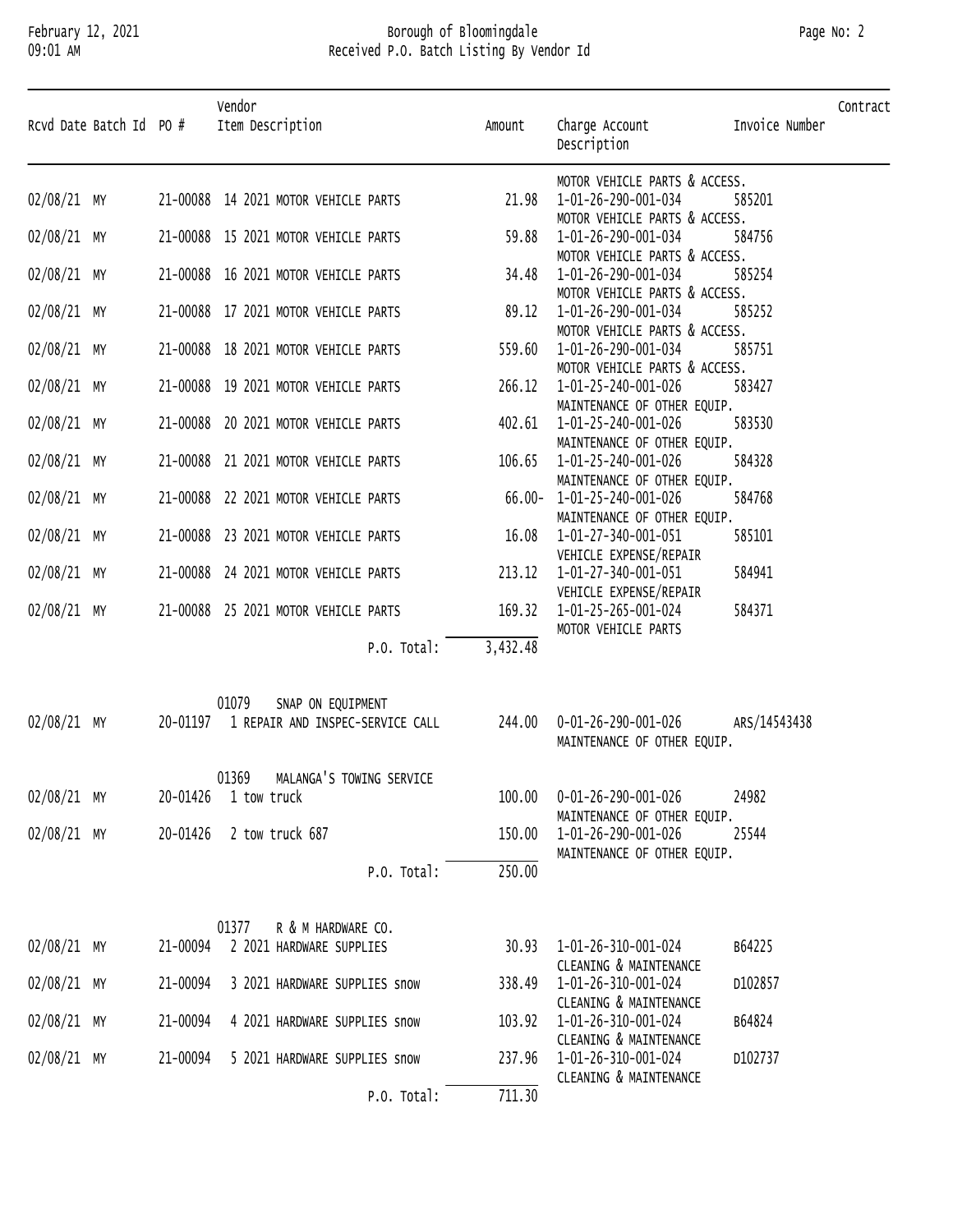| Rcvd Date | Batch Id | PO # | Vendor Item Description | Amount | Charge Account Description | Invoice Number | Contract |
|---|---|---|---|---|---|---|---|
| | | | | | MOTOR VEHICLE PARTS & ACCESS. | | |
| 02/08/21 | MY | 21-00088 | 14 2021 MOTOR VEHICLE PARTS | 21.98 | 1-01-26-290-001-034 MOTOR VEHICLE PARTS & ACCESS. | 585201 | |
| 02/08/21 | MY | 21-00088 | 15 2021 MOTOR VEHICLE PARTS | 59.88 | 1-01-26-290-001-034 MOTOR VEHICLE PARTS & ACCESS. | 584756 | |
| 02/08/21 | MY | 21-00088 | 16 2021 MOTOR VEHICLE PARTS | 34.48 | 1-01-26-290-001-034 MOTOR VEHICLE PARTS & ACCESS. | 585254 | |
| 02/08/21 | MY | 21-00088 | 17 2021 MOTOR VEHICLE PARTS | 89.12 | 1-01-26-290-001-034 MOTOR VEHICLE PARTS & ACCESS. | 585252 | |
| 02/08/21 | MY | 21-00088 | 18 2021 MOTOR VEHICLE PARTS | 559.60 | 1-01-26-290-001-034 MOTOR VEHICLE PARTS & ACCESS. | 585751 | |
| 02/08/21 | MY | 21-00088 | 19 2021 MOTOR VEHICLE PARTS | 266.12 | 1-01-25-240-001-026 MAINTENANCE OF OTHER EQUIP. | 583427 | |
| 02/08/21 | MY | 21-00088 | 20 2021 MOTOR VEHICLE PARTS | 402.61 | 1-01-25-240-001-026 MAINTENANCE OF OTHER EQUIP. | 583530 | |
| 02/08/21 | MY | 21-00088 | 21 2021 MOTOR VEHICLE PARTS | 106.65 | 1-01-25-240-001-026 MAINTENANCE OF OTHER EQUIP. | 584328 | |
| 02/08/21 | MY | 21-00088 | 22 2021 MOTOR VEHICLE PARTS | 66.00- | 1-01-25-240-001-026 MAINTENANCE OF OTHER EQUIP. | 584768 | |
| 02/08/21 | MY | 21-00088 | 23 2021 MOTOR VEHICLE PARTS | 16.08 | 1-01-27-340-001-051 VEHICLE EXPENSE/REPAIR | 585101 | |
| 02/08/21 | MY | 21-00088 | 24 2021 MOTOR VEHICLE PARTS | 213.12 | 1-01-27-340-001-051 VEHICLE EXPENSE/REPAIR | 584941 | |
| 02/08/21 | MY | 21-00088 | 25 2021 MOTOR VEHICLE PARTS | 169.32 | 1-01-25-265-001-024 MOTOR VEHICLE PARTS | 584371 | |
| | | | P.O. Total: | 3,432.48 | | | |
| | | | 01079 SNAP ON EQUIPMENT | | | | |
| 02/08/21 | MY | 20-01197 | 1 REPAIR AND INSPEC-SERVICE CALL | 244.00 | 0-01-26-290-001-026 MAINTENANCE OF OTHER EQUIP. | ARS/14543438 | |
| | | | 01369 MALANGA'S TOWING SERVICE | | | | |
| 02/08/21 | MY | 20-01426 | 1 tow truck | 100.00 | 0-01-26-290-001-026 MAINTENANCE OF OTHER EQUIP. | 24982 | |
| 02/08/21 | MY | 20-01426 | 2 tow truck 687 | 150.00 | 1-01-26-290-001-026 MAINTENANCE OF OTHER EQUIP. | 25544 | |
| | | | P.O. Total: | 250.00 | | | |
| | | | 01377 R & M HARDWARE CO. | | | | |
| 02/08/21 | MY | 21-00094 | 2 2021 HARDWARE SUPPLIES | 30.93 | 1-01-26-310-001-024 CLEANING & MAINTENANCE | B64225 | |
| 02/08/21 | MY | 21-00094 | 3 2021 HARDWARE SUPPLIES snow | 338.49 | 1-01-26-310-001-024 CLEANING & MAINTENANCE | D102857 | |
| 02/08/21 | MY | 21-00094 | 4 2021 HARDWARE SUPPLIES snow | 103.92 | 1-01-26-310-001-024 CLEANING & MAINTENANCE | B64824 | |
| 02/08/21 | MY | 21-00094 | 5 2021 HARDWARE SUPPLIES snow | 237.96 | 1-01-26-310-001-024 CLEANING & MAINTENANCE | D102737 | |
| | | | P.O. Total: | 711.30 | | | |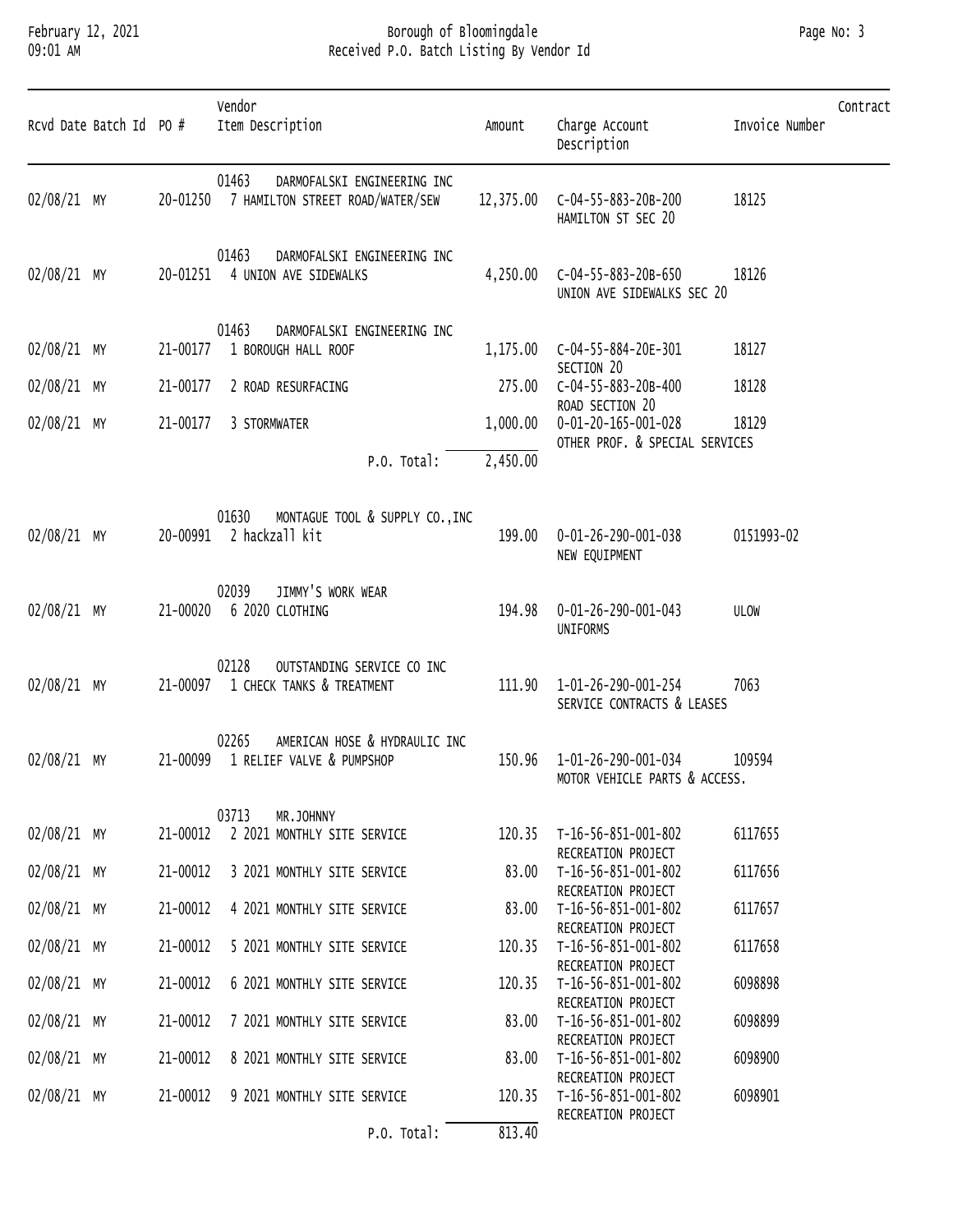# Borough of Bloomingdale
## Received P.O. Batch Listing By Vendor Id

February 12, 2021
09:01 AM

| Rcvd Date | Batch Id | PO # | Vendor / Item Description | Amount | Charge Account / Description | Invoice Number | Contract |
|---|---|---|---|---|---|---|---|
| | | | 01463 DARMOFALSKI ENGINEERING INC | | | | |
| 02/08/21 | MY | 20-01250 | 7 HAMILTON STREET ROAD/WATER/SEW | 12,375.00 | C-04-55-883-20B-200 HAMILTON ST SEC 20 | 18125 | |
| | | | 01463 DARMOFALSKI ENGINEERING INC | | | | |
| 02/08/21 | MY | 20-01251 | 4 UNION AVE SIDEWALKS | 4,250.00 | C-04-55-883-20B-650 UNION AVE SIDEWALKS SEC 20 | 18126 | |
| | | | 01463 DARMOFALSKI ENGINEERING INC | | | | |
| 02/08/21 | MY | 21-00177 | 1 BOROUGH HALL ROOF | 1,175.00 | C-04-55-884-20E-301 SECTION 20 | 18127 | |
| 02/08/21 | MY | 21-00177 | 2 ROAD RESURFACING | 275.00 | C-04-55-883-20B-400 ROAD SECTION 20 | 18128 | |
| 02/08/21 | MY | 21-00177 | 3 STORMWATER | 1,000.00 | 0-01-20-165-001-028 OTHER PROF. & SPECIAL SERVICES | 18129 | |
| | | | P.O. Total: | 2,450.00 | | | |
| | | | 01630 MONTAGUE TOOL & SUPPLY CO.,INC | | | | |
| 02/08/21 | MY | 20-00991 | 2 hackzall kit | 199.00 | 0-01-26-290-001-038 NEW EQUIPMENT | 0151993-02 | |
| | | | 02039 JIMMY'S WORK WEAR | | | | |
| 02/08/21 | MY | 21-00020 | 6 2020 CLOTHING | 194.98 | 0-01-26-290-001-043 UNIFORMS | ULOW | |
| | | | 02128 OUTSTANDING SERVICE CO INC | | | | |
| 02/08/21 | MY | 21-00097 | 1 CHECK TANKS & TREATMENT | 111.90 | 1-01-26-290-001-254 SERVICE CONTRACTS & LEASES | 7063 | |
| | | | 02265 AMERICAN HOSE & HYDRAULIC INC | | | | |
| 02/08/21 | MY | 21-00099 | 1 RELIEF VALVE & PUMPSHOP | 150.96 | 1-01-26-290-001-034 MOTOR VEHICLE PARTS & ACCESS. | 109594 | |
| | | | 03713 MR.JOHNNY | | | | |
| 02/08/21 | MY | 21-00012 | 2 2021 MONTHLY SITE SERVICE | 120.35 | T-16-56-851-001-802 RECREATION PROJECT | 6117655 | |
| 02/08/21 | MY | 21-00012 | 3 2021 MONTHLY SITE SERVICE | 83.00 | T-16-56-851-001-802 RECREATION PROJECT | 6117656 | |
| 02/08/21 | MY | 21-00012 | 4 2021 MONTHLY SITE SERVICE | 83.00 | T-16-56-851-001-802 RECREATION PROJECT | 6117657 | |
| 02/08/21 | MY | 21-00012 | 5 2021 MONTHLY SITE SERVICE | 120.35 | T-16-56-851-001-802 RECREATION PROJECT | 6117658 | |
| 02/08/21 | MY | 21-00012 | 6 2021 MONTHLY SITE SERVICE | 120.35 | T-16-56-851-001-802 RECREATION PROJECT | 6098898 | |
| 02/08/21 | MY | 21-00012 | 7 2021 MONTHLY SITE SERVICE | 83.00 | T-16-56-851-001-802 RECREATION PROJECT | 6098899 | |
| 02/08/21 | MY | 21-00012 | 8 2021 MONTHLY SITE SERVICE | 83.00 | T-16-56-851-001-802 RECREATION PROJECT | 6098900 | |
| 02/08/21 | MY | 21-00012 | 9 2021 MONTHLY SITE SERVICE | 120.35 | T-16-56-851-001-802 RECREATION PROJECT | 6098901 | |
| | | | P.O. Total: | 813.40 | | | |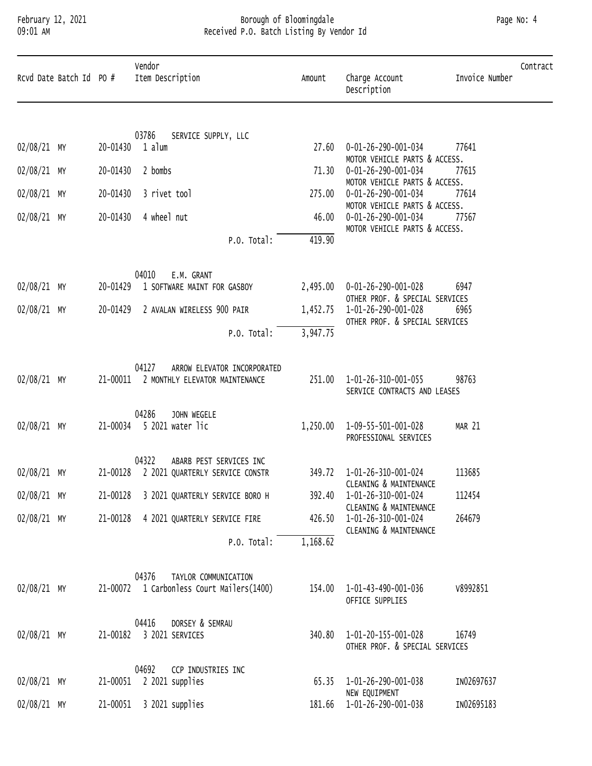# Borough of Bloomingdale

## Received P.O. Batch Listing By Vendor Id

February 12, 2021
09:01 AM

| Rcvd Date | Batch Id | PO # | Vendor / Item Description | Amount | Charge Account / Description | Invoice Number | Contract |
|---|---|---|---|---|---|---|---|
| | | | 03786 SERVICE SUPPLY, LLC | | | | |
| 02/08/21 | MY | 20-01430 | 1 alum | 27.60 | 0-01-26-290-001-034 MOTOR VEHICLE PARTS & ACCESS. | 77641 | |
| 02/08/21 | MY | 20-01430 | 2 bombs | 71.30 | 0-01-26-290-001-034 MOTOR VEHICLE PARTS & ACCESS. | 77615 | |
| 02/08/21 | MY | 20-01430 | 3 rivet tool | 275.00 | 0-01-26-290-001-034 MOTOR VEHICLE PARTS & ACCESS. | 77614 | |
| 02/08/21 | MY | 20-01430 | 4 wheel nut | 46.00 | 0-01-26-290-001-034 MOTOR VEHICLE PARTS & ACCESS. | 77567 | |
| | | | P.O. Total: | 419.90 | | | |
| | | | 04010 E.M. GRANT | | | | |
| 02/08/21 | MY | 20-01429 | 1 SOFTWARE MAINT FOR GASBOY | 2,495.00 | 0-01-26-290-001-028 OTHER PROF. & SPECIAL SERVICES | 6947 | |
| 02/08/21 | MY | 20-01429 | 2 AVALAN WIRELESS 900 PAIR | 1,452.75 | 1-01-26-290-001-028 OTHER PROF. & SPECIAL SERVICES | 6965 | |
| | | | P.O. Total: | 3,947.75 | | | |
| | | | 04127 ARROW ELEVATOR INCORPORATED | | | | |
| 02/08/21 | MY | 21-00011 | 2 MONTHLY ELEVATOR MAINTENANCE | 251.00 | 1-01-26-310-001-055 SERVICE CONTRACTS AND LEASES | 98763 | |
| | | | 04286 JOHN WEGELE | | | | |
| 02/08/21 | MY | 21-00034 | 5 2021 water lic | 1,250.00 | 1-09-55-501-001-028 PROFESSIONAL SERVICES | MAR 21 | |
| | | | 04322 ABARB PEST SERVICES INC | | | | |
| 02/08/21 | MY | 21-00128 | 2 2021 QUARTERLY SERVICE CONSTR | 349.72 | 1-01-26-310-001-024 CLEANING & MAINTENANCE | 113685 | |
| 02/08/21 | MY | 21-00128 | 3 2021 QUARTERLY SERVICE BORO H | 392.40 | 1-01-26-310-001-024 CLEANING & MAINTENANCE | 112454 | |
| 02/08/21 | MY | 21-00128 | 4 2021 QUARTERLY SERVICE FIRE | 426.50 | 1-01-26-310-001-024 CLEANING & MAINTENANCE | 264679 | |
| | | | P.O. Total: | 1,168.62 | | | |
| | | | 04376 TAYLOR COMMUNICATION | | | | |
| 02/08/21 | MY | 21-00072 | 1 Carbonless Court Mailers(1400) | 154.00 | 1-01-43-490-001-036 OFFICE SUPPLIES | V8992851 | |
| | | | 04416 DORSEY & SEMRAU | | | | |
| 02/08/21 | MY | 21-00182 | 3 2021 SERVICES | 340.80 | 1-01-20-155-001-028 OTHER PROF. & SPECIAL SERVICES | 16749 | |
| | | | 04692 CCP INDUSTRIES INC | | | | |
| 02/08/21 | MY | 21-00051 | 2 2021 supplies | 65.35 | 1-01-26-290-001-038 NEW EQUIPMENT | IN02697637 | |
| 02/08/21 | MY | 21-00051 | 3 2021 supplies | 181.66 | 1-01-26-290-001-038 | IN02695183 | |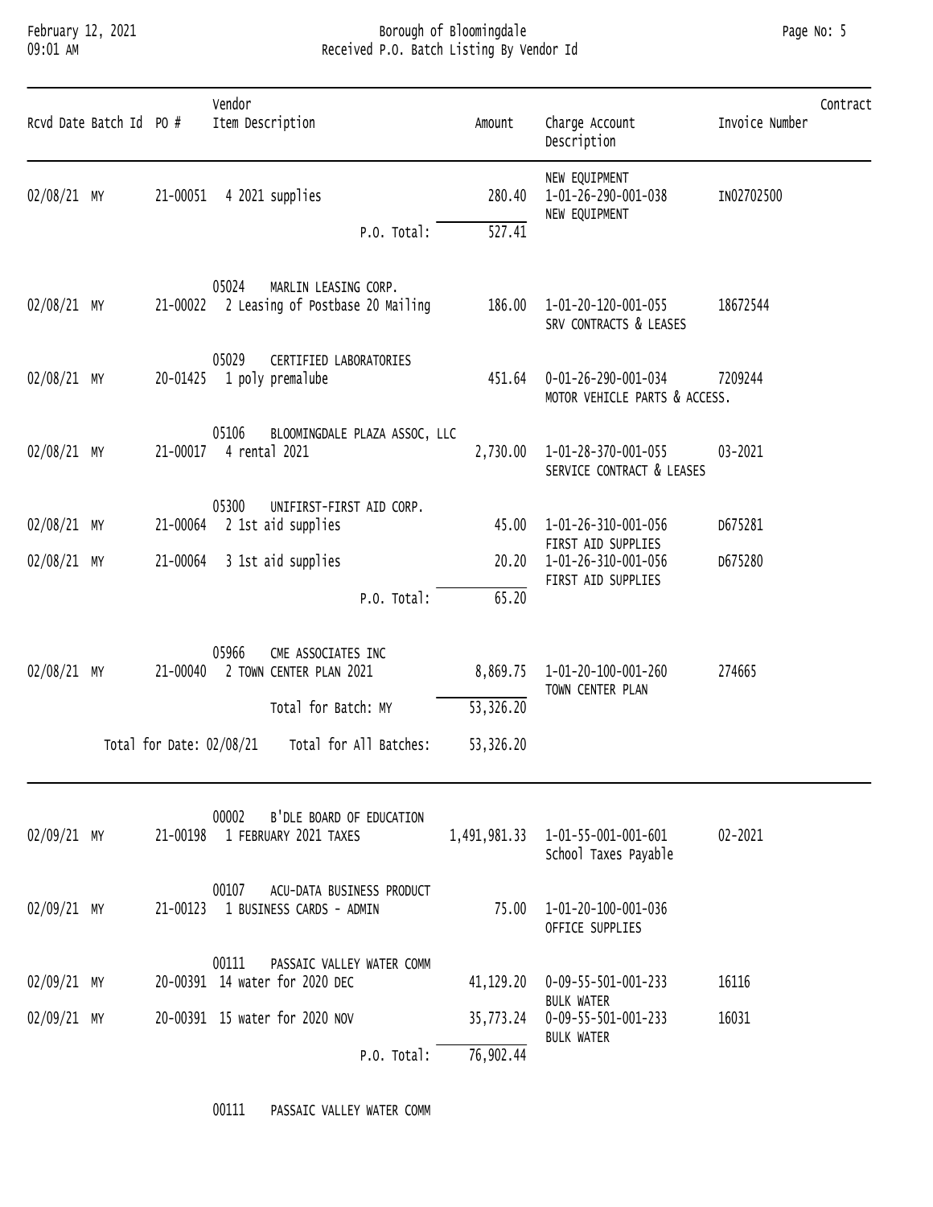# Borough of Bloomingdale

## Received P.O. Batch Listing By Vendor Id

February 12, 2021 09:01 AM

| Rcvd Date | Batch Id | PO # | Vendor / Item Description | Amount | Charge Account / Description | Invoice Number | Contract |
|---|---|---|---|---|---|---|---|
| | | | | | NEW EQUIPMENT | | |
| 02/08/21 | MY | 21-00051 | 4 2021 supplies | 280.40 | 1-01-26-290-001-038 NEW EQUIPMENT | IN02702500 | |
| | | | P.O. Total: | 527.41 | | | |
| | | | 05024 MARLIN LEASING CORP. | | | | |
| 02/08/21 | MY | 21-00022 | 2 Leasing of Postbase 20 Mailing | 186.00 | 1-01-20-120-001-055 SRV CONTRACTS & LEASES | 18672544 | |
| | | | 05029 CERTIFIED LABORATORIES | | | | |
| 02/08/21 | MY | 20-01425 | 1 poly premalube | 451.64 | 0-01-26-290-001-034 MOTOR VEHICLE PARTS & ACCESS. | 7209244 | |
| | | | 05106 BLOOMINGDALE PLAZA ASSOC, LLC | | | | |
| 02/08/21 | MY | 21-00017 | 4 rental 2021 | 2,730.00 | 1-01-28-370-001-055 SERVICE CONTRACT & LEASES | 03-2021 | |
| | | | 05300 UNIFIRST-FIRST AID CORP. | | | | |
| 02/08/21 | MY | 21-00064 | 2 1st aid supplies | 45.00 | 1-01-26-310-001-056 FIRST AID SUPPLIES | D675281 | |
| 02/08/21 | MY | 21-00064 | 3 1st aid supplies | 20.20 | 1-01-26-310-001-056 FIRST AID SUPPLIES | D675280 | |
| | | | P.O. Total: | 65.20 | | | |
| | | | 05966 CME ASSOCIATES INC | | | | |
| 02/08/21 | MY | 21-00040 | 2 TOWN CENTER PLAN 2021 | 8,869.75 | 1-01-20-100-001-260 TOWN CENTER PLAN | 274665 | |
| | | | Total for Batch: MY | 53,326.20 | | | |
| | | | Total for Date: 02/08/21 Total for All Batches: | 53,326.20 | | | |
| | | | 00002 B'DLE BOARD OF EDUCATION | | | | |
| 02/09/21 | MY | 21-00198 | 1 FEBRUARY 2021 TAXES | 1,491,981.33 | 1-01-55-001-001-601 School Taxes Payable | 02-2021 | |
| | | | 00107 ACU-DATA BUSINESS PRODUCT | | | | |
| 02/09/21 | MY | 21-00123 | 1 BUSINESS CARDS - ADMIN | 75.00 | 1-01-20-100-001-036 OFFICE SUPPLIES | | |
| | | | 00111 PASSAIC VALLEY WATER COMM | | | | |
| 02/09/21 | MY | 20-00391 | 14 water for 2020 DEC | 41,129.20 | 0-09-55-501-001-233 BULK WATER | 16116 | |
| 02/09/21 | MY | 20-00391 | 15 water for 2020 NOV | 35,773.24 | 0-09-55-501-001-233 BULK WATER | 16031 | |
| | | | P.O. Total: | 76,902.44 | | | |
| | | | 00111 PASSAIC VALLEY WATER COMM | | | | |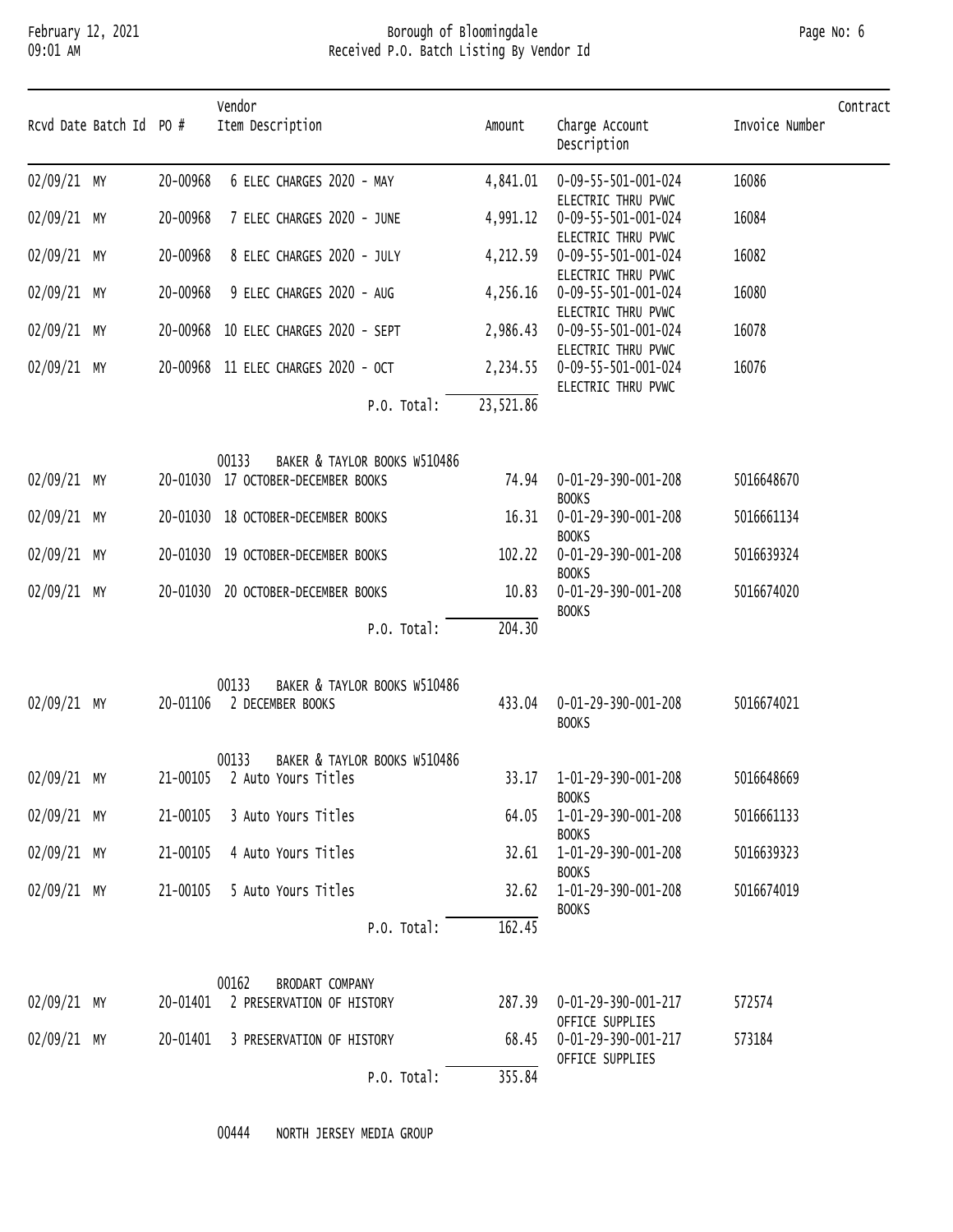| Rcvd Date | Batch Id | PO # | Vendor / Item Description | Amount | Charge Account / Description | Invoice Number | Contract |
|---|---|---|---|---|---|---|---|
| 02/09/21 | MY | 20-00968 | 6 ELEC CHARGES 2020 - MAY | 4,841.01 | 0-09-55-501-001-024 ELECTRIC THRU PVWC | 16086 | |
| 02/09/21 | MY | 20-00968 | 7 ELEC CHARGES 2020 - JUNE | 4,991.12 | 0-09-55-501-001-024 ELECTRIC THRU PVWC | 16084 | |
| 02/09/21 | MY | 20-00968 | 8 ELEC CHARGES 2020 - JULY | 4,212.59 | 0-09-55-501-001-024 ELECTRIC THRU PVWC | 16082 | |
| 02/09/21 | MY | 20-00968 | 9 ELEC CHARGES 2020 - AUG | 4,256.16 | 0-09-55-501-001-024 ELECTRIC THRU PVWC | 16080 | |
| 02/09/21 | MY | 20-00968 | 10 ELEC CHARGES 2020 - SEPT | 2,986.43 | 0-09-55-501-001-024 ELECTRIC THRU PVWC | 16078 | |
| 02/09/21 | MY | 20-00968 | 11 ELEC CHARGES 2020 - OCT | 2,234.55 | 0-09-55-501-001-024 ELECTRIC THRU PVWC | 16076 | |
| | | | P.O. Total: | 23,521.86 | | | |
| | | | 00133 BAKER & TAYLOR BOOKS W510486 | | | | |
| 02/09/21 | MY | 20-01030 | 17 OCTOBER-DECEMBER BOOKS | 74.94 | 0-01-29-390-001-208 BOOKS | 5016648670 | |
| 02/09/21 | MY | 20-01030 | 18 OCTOBER-DECEMBER BOOKS | 16.31 | 0-01-29-390-001-208 BOOKS | 5016661134 | |
| 02/09/21 | MY | 20-01030 | 19 OCTOBER-DECEMBER BOOKS | 102.22 | 0-01-29-390-001-208 BOOKS | 5016639324 | |
| 02/09/21 | MY | 20-01030 | 20 OCTOBER-DECEMBER BOOKS | 10.83 | 0-01-29-390-001-208 BOOKS | 5016674020 | |
| | | | P.O. Total: | 204.30 | | | |
| | | | 00133 BAKER & TAYLOR BOOKS W510486 | | | | |
| 02/09/21 | MY | 20-01106 | 2 DECEMBER BOOKS | 433.04 | 0-01-29-390-001-208 BOOKS | 5016674021 | |
| | | | 00133 BAKER & TAYLOR BOOKS W510486 | | | | |
| 02/09/21 | MY | 21-00105 | 2 Auto Yours Titles | 33.17 | 1-01-29-390-001-208 BOOKS | 5016648669 | |
| 02/09/21 | MY | 21-00105 | 3 Auto Yours Titles | 64.05 | 1-01-29-390-001-208 BOOKS | 5016661133 | |
| 02/09/21 | MY | 21-00105 | 4 Auto Yours Titles | 32.61 | 1-01-29-390-001-208 BOOKS | 5016639323 | |
| 02/09/21 | MY | 21-00105 | 5 Auto Yours Titles | 32.62 | 1-01-29-390-001-208 BOOKS | 5016674019 | |
| | | | P.O. Total: | 162.45 | | | |
| | | | 00162 BRODART COMPANY | | | | |
| 02/09/21 | MY | 20-01401 | 2 PRESERVATION OF HISTORY | 287.39 | 0-01-29-390-001-217 OFFICE SUPPLIES | 572574 | |
| 02/09/21 | MY | 20-01401 | 3 PRESERVATION OF HISTORY | 68.45 | 0-01-29-390-001-217 OFFICE SUPPLIES | 573184 | |
| | | | P.O. Total: | 355.84 | | | |
| | | | 00444 NORTH JERSEY MEDIA GROUP | | | | |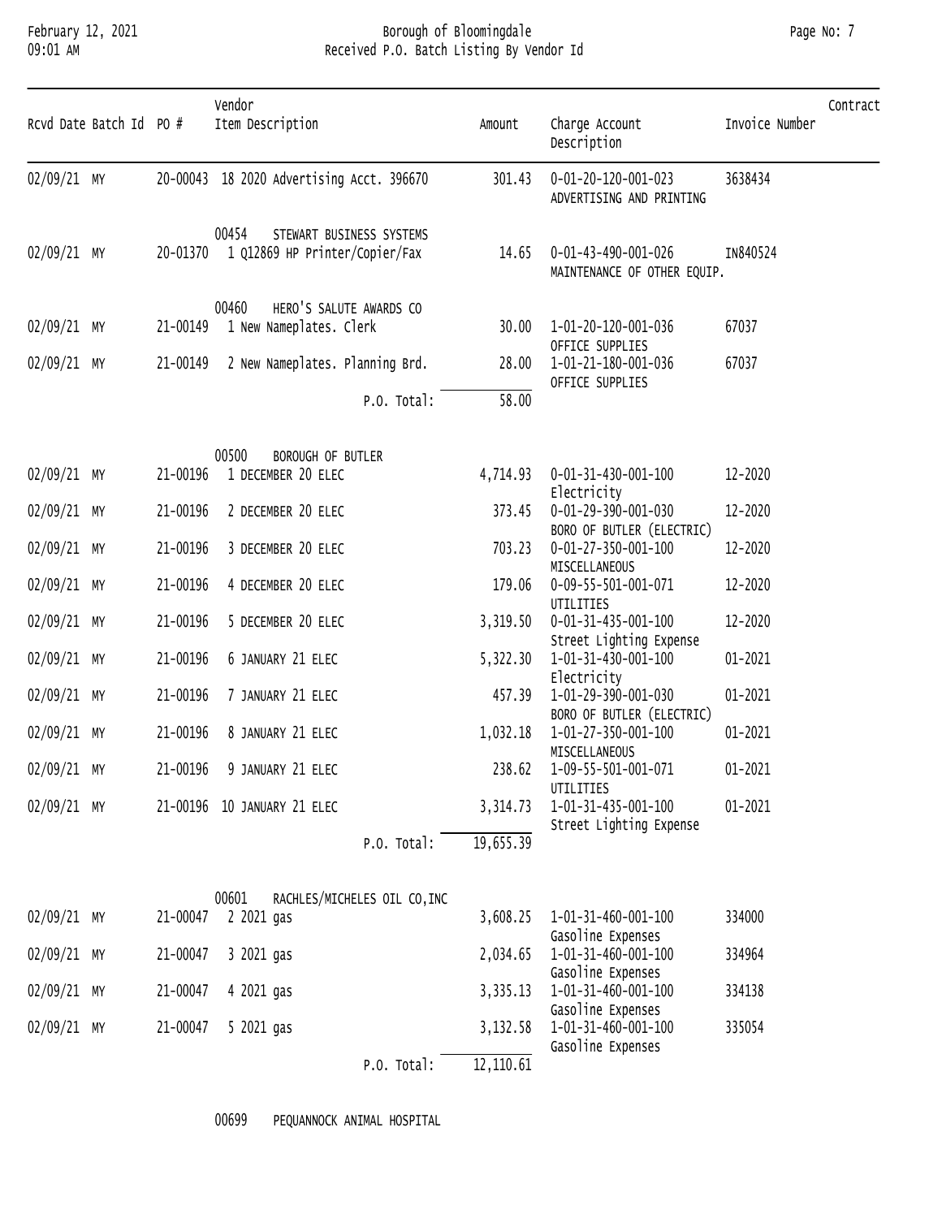| Rcvd Date | Batch Id | PO # | Vendor / Item Description | Amount | Charge Account / Description | Invoice Number | Contract |
|---|---|---|---|---|---|---|---|
| 02/09/21 | MY | 20-00043 | 18 2020 Advertising Acct. 396670 | 301.43 | 0-01-20-120-001-023 ADVERTISING AND PRINTING | 3638434 | |
| | | | **00454 STEWART BUSINESS SYSTEMS** | | | | |
| 02/09/21 | MY | 20-01370 | 1 Q12869 HP Printer/Copier/Fax | 14.65 | 0-01-43-490-001-026 MAINTENANCE OF OTHER EQUIP. | IN840524 | |
| | | | **00460 HERO'S SALUTE AWARDS CO** | | | | |
| 02/09/21 | MY | 21-00149 | 1 New Nameplates. Clerk | 30.00 | 1-01-20-120-001-036 OFFICE SUPPLIES | 67037 | |
| 02/09/21 | MY | 21-00149 | 2 New Nameplates. Planning Brd. | 28.00 | 1-01-21-180-001-036 OFFICE SUPPLIES | 67037 | |
| | | | P.O. Total: | 58.00 | | | |
| | | | **00500 BOROUGH OF BUTLER** | | | | |
| 02/09/21 | MY | 21-00196 | 1 DECEMBER 20 ELEC | 4,714.93 | 0-01-31-430-001-100 Electricity | 12-2020 | |
| 02/09/21 | MY | 21-00196 | 2 DECEMBER 20 ELEC | 373.45 | 0-01-29-390-001-030 BORO OF BUTLER (ELECTRIC) | 12-2020 | |
| 02/09/21 | MY | 21-00196 | 3 DECEMBER 20 ELEC | 703.23 | 0-01-27-350-001-100 MISCELLANEOUS | 12-2020 | |
| 02/09/21 | MY | 21-00196 | 4 DECEMBER 20 ELEC | 179.06 | 0-09-55-501-001-071 UTILITIES | 12-2020 | |
| 02/09/21 | MY | 21-00196 | 5 DECEMBER 20 ELEC | 3,319.50 | 0-01-31-435-001-100 Street Lighting Expense | 12-2020 | |
| 02/09/21 | MY | 21-00196 | 6 JANUARY 21 ELEC | 5,322.30 | 1-01-31-430-001-100 Electricity | 01-2021 | |
| 02/09/21 | MY | 21-00196 | 7 JANUARY 21 ELEC | 457.39 | 1-01-29-390-001-030 BORO OF BUTLER (ELECTRIC) | 01-2021 | |
| 02/09/21 | MY | 21-00196 | 8 JANUARY 21 ELEC | 1,032.18 | 1-01-27-350-001-100 MISCELLANEOUS | 01-2021 | |
| 02/09/21 | MY | 21-00196 | 9 JANUARY 21 ELEC | 238.62 | 1-09-55-501-001-071 UTILITIES | 01-2021 | |
| 02/09/21 | MY | 21-00196 | 10 JANUARY 21 ELEC | 3,314.73 | 1-01-31-435-001-100 Street Lighting Expense | 01-2021 | |
| | | | P.O. Total: | 19,655.39 | | | |
| | | | **00601 RACHLES/MICHELES OIL CO,INC** | | | | |
| 02/09/21 | MY | 21-00047 | 2 2021 gas | 3,608.25 | 1-01-31-460-001-100 Gasoline Expenses | 334000 | |
| 02/09/21 | MY | 21-00047 | 3 2021 gas | 2,034.65 | 1-01-31-460-001-100 Gasoline Expenses | 334964 | |
| 02/09/21 | MY | 21-00047 | 4 2021 gas | 3,335.13 | 1-01-31-460-001-100 Gasoline Expenses | 334138 | |
| 02/09/21 | MY | 21-00047 | 5 2021 gas | 3,132.58 | 1-01-31-460-001-100 Gasoline Expenses | 335054 | |
| | | | P.O. Total: | 12,110.61 | | | |
| | | | **00699 PEQUANNOCK ANIMAL HOSPITAL** | | | | |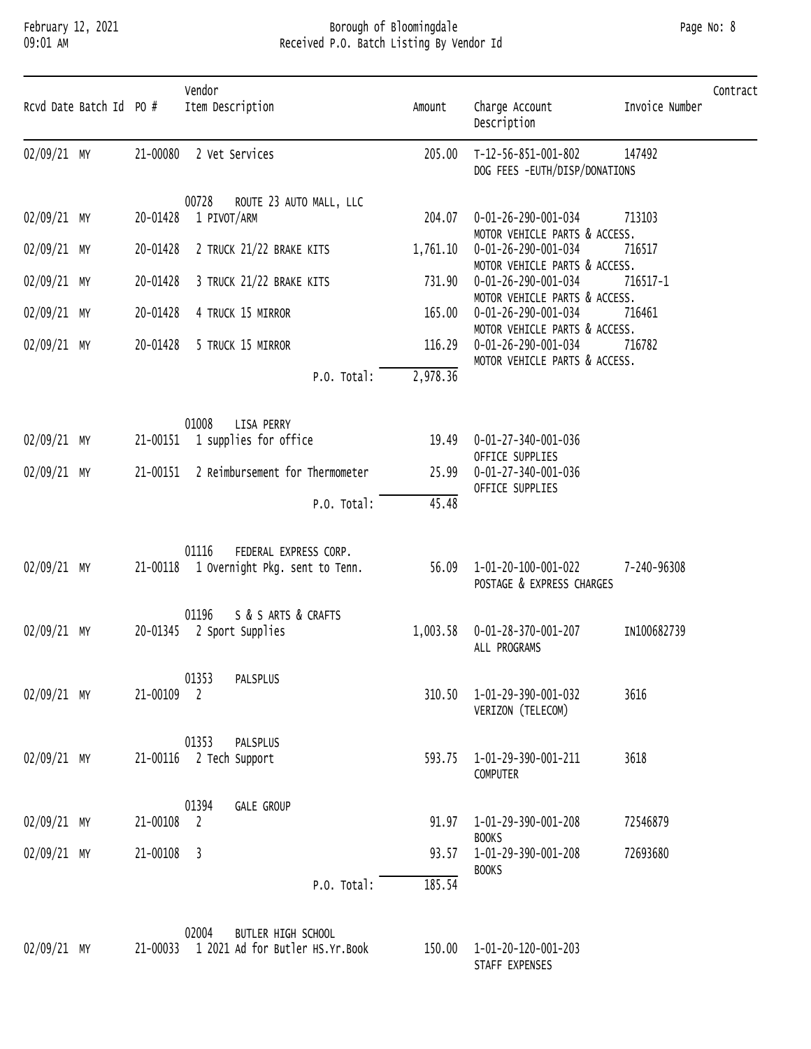| Rcvd Date | Batch Id | PO # | Vendor<br>Item Description | Amount | Charge Account<br>Description | Invoice Number | Contract |
|---|---|---|---|---|---|---|---|
| 02/09/21 | MY | 21-00080 | 2 Vet Services | 205.00 | T-12-56-851-001-802<br>DOG FEES -EUTH/DISP/DONATIONS | 147492 | |
| | | | 00728 ROUTE 23 AUTO MALL, LLC | | | | |
| 02/09/21 | MY | 20-01428 | 1 PIVOT/ARM | 204.07 | 0-01-26-290-001-034<br>MOTOR VEHICLE PARTS & ACCESS. | 713103 | |
| 02/09/21 | MY | 20-01428 | 2 TRUCK 21/22 BRAKE KITS | 1,761.10 | 0-01-26-290-001-034<br>MOTOR VEHICLE PARTS & ACCESS. | 716517 | |
| 02/09/21 | MY | 20-01428 | 3 TRUCK 21/22 BRAKE KITS | 731.90 | 0-01-26-290-001-034<br>MOTOR VEHICLE PARTS & ACCESS. | 716517-1 | |
| 02/09/21 | MY | 20-01428 | 4 TRUCK 15 MIRROR | 165.00 | 0-01-26-290-001-034<br>MOTOR VEHICLE PARTS & ACCESS. | 716461 | |
| 02/09/21 | MY | 20-01428 | 5 TRUCK 15 MIRROR | 116.29 | 0-01-26-290-001-034<br>MOTOR VEHICLE PARTS & ACCESS. | 716782 | |
| | | | P.O. Total: | 2,978.36 | | | |
| | | | 01008 LISA PERRY | | | | |
| 02/09/21 | MY | 21-00151 | 1 supplies for office | 19.49 | 0-01-27-340-001-036<br>OFFICE SUPPLIES | | |
| 02/09/21 | MY | 21-00151 | 2 Reimbursement for Thermometer | 25.99 | 0-01-27-340-001-036<br>OFFICE SUPPLIES | | |
| | | | P.O. Total: | 45.48 | | | |
| | | | 01116 FEDERAL EXPRESS CORP. | | | | |
| 02/09/21 | MY | 21-00118 | 1 Overnight Pkg. sent to Tenn. | 56.09 | 1-01-20-100-001-022<br>POSTAGE & EXPRESS CHARGES | 7-240-96308 | |
| | | | 01196 S & S ARTS & CRAFTS | | | | |
| 02/09/21 | MY | 20-01345 | 2 Sport Supplies | 1,003.58 | 0-01-28-370-001-207<br>ALL PROGRAMS | IN100682739 | |
| | | | 01353 PALSPLUS | | | | |
| 02/09/21 | MY | 21-00109 | 2 | 310.50 | 1-01-29-390-001-032<br>VERIZON (TELECOM) | 3616 | |
| | | | 01353 PALSPLUS | | | | |
| 02/09/21 | MY | 21-00116 | 2 Tech Support | 593.75 | 1-01-29-390-001-211<br>COMPUTER | 3618 | |
| | | | 01394 GALE GROUP | | | | |
| 02/09/21 | MY | 21-00108 | 2 | 91.97 | 1-01-29-390-001-208<br>BOOKS | 72546879 | |
| 02/09/21 | MY | 21-00108 | 3 | 93.57 | 1-01-29-390-001-208<br>BOOKS | 72693680 | |
| | | | P.O. Total: | 185.54 | | | |
| | | | 02004 BUTLER HIGH SCHOOL | | | | |
| 02/09/21 | MY | 21-00033 | 1 2021 Ad for Butler HS.Yr.Book | 150.00 | 1-01-20-120-001-203<br>STAFF EXPENSES | | |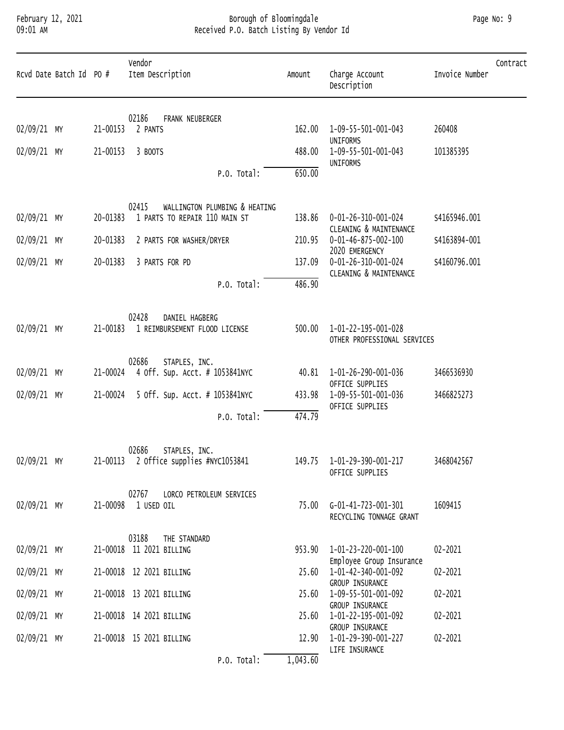Borough of Bloomingdale
Received P.O. Batch Listing By Vendor Id

February 12, 2021
09:01 AM

| Rcvd Date | Batch Id | PO # | Vendor / Item Description | Amount | Charge Account / Description | Invoice Number | Contract |
|---|---|---|---|---|---|---|---|
| | | | 02186 FRANK NEUBERGER | | | | |
| 02/09/21 | MY | 21-00153 | 2 PANTS | 162.00 | 1-09-55-501-001-043 UNIFORMS | 260408 | |
| 02/09/21 | MY | 21-00153 | 3 BOOTS | 488.00 | 1-09-55-501-001-043 UNIFORMS | 101385395 | |
| | | | P.O. Total: | 650.00 | | | |
| | | | 02415 WALLINGTON PLUMBING & HEATING | | | | |
| 02/09/21 | MY | 20-01383 | 1 PARTS TO REPAIR 110 MAIN ST | 138.86 | 0-01-26-310-001-024 CLEANING & MAINTENANCE | S4165946.001 | |
| 02/09/21 | MY | 20-01383 | 2 PARTS FOR WASHER/DRYER | 210.95 | 0-01-46-875-002-100 2020 EMERGENCY | S4163894-001 | |
| 02/09/21 | MY | 20-01383 | 3 PARTS FOR PD | 137.09 | 0-01-26-310-001-024 CLEANING & MAINTENANCE | S4160796.001 | |
| | | | P.O. Total: | 486.90 | | | |
| | | | 02428 DANIEL HAGBERG | | | | |
| 02/09/21 | MY | 21-00183 | 1 REIMBURSEMENT FLOOD LICENSE | 500.00 | 1-01-22-195-001-028 OTHER PROFESSIONAL SERVICES | | |
| | | | 02686 STAPLES, INC. | | | | |
| 02/09/21 | MY | 21-00024 | 4 Off. Sup. Acct. # 1053841NYC | 40.81 | 1-01-26-290-001-036 OFFICE SUPPLIES | 3466536930 | |
| 02/09/21 | MY | 21-00024 | 5 Off. Sup. Acct. # 1053841NYC | 433.98 | 1-09-55-501-001-036 OFFICE SUPPLIES | 3466825273 | |
| | | | P.O. Total: | 474.79 | | | |
| | | | 02686 STAPLES, INC. | | | | |
| 02/09/21 | MY | 21-00113 | 2 Office supplies #NYC1053841 | 149.75 | 1-01-29-390-001-217 OFFICE SUPPLIES | 3468042567 | |
| | | | 02767 LORCO PETROLEUM SERVICES | | | | |
| 02/09/21 | MY | 21-00098 | 1 USED OIL | 75.00 | G-01-41-723-001-301 RECYCLING TONNAGE GRANT | 1609415 | |
| | | | 03188 THE STANDARD | | | | |
| 02/09/21 | MY | 21-00018 | 11 2021 BILLING | 953.90 | 1-01-23-220-001-100 Employee Group Insurance | 02-2021 | |
| 02/09/21 | MY | 21-00018 | 12 2021 BILLING | 25.60 | 1-01-42-340-001-092 GROUP INSURANCE | 02-2021 | |
| 02/09/21 | MY | 21-00018 | 13 2021 BILLING | 25.60 | 1-09-55-501-001-092 GROUP INSURANCE | 02-2021 | |
| 02/09/21 | MY | 21-00018 | 14 2021 BILLING | 25.60 | 1-01-22-195-001-092 GROUP INSURANCE | 02-2021 | |
| 02/09/21 | MY | 21-00018 | 15 2021 BILLING | 12.90 | 1-01-29-390-001-227 LIFE INSURANCE | 02-2021 | |
| | | | P.O. Total: | 1,043.60 | | | |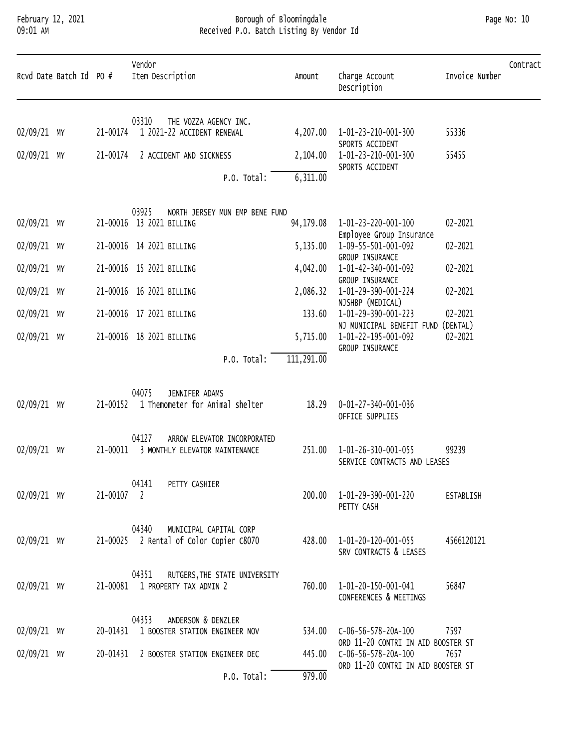# Borough of Bloomingdale

## Received P.O. Batch Listing By Vendor Id

February 12, 2021
09:01 AM

| Rcvd Date | Batch Id | PO # | Vendor / Item Description | Amount | Charge Account / Description | Invoice Number | Contract |
|---|---|---|---|---|---|---|---|
| | | | 03310 THE VOZZA AGENCY INC. | | | | |
| 02/09/21 | MY | 21-00174 | 1 2021-22 ACCIDENT RENEWAL | 4,207.00 | 1-01-23-210-001-300 SPORTS ACCIDENT | 55336 | |
| 02/09/21 | MY | 21-00174 | 2 ACCIDENT AND SICKNESS | 2,104.00 | 1-01-23-210-001-300 SPORTS ACCIDENT | 55455 | |
| | | | P.O. Total: | 6,311.00 | | | |
| | | | 03925 NORTH JERSEY MUN EMP BENE FUND | | | | |
| 02/09/21 | MY | 21-00016 | 13 2021 BILLING | 94,179.08 | 1-01-23-220-001-100 Employee Group Insurance | 02-2021 | |
| 02/09/21 | MY | 21-00016 | 14 2021 BILLING | 5,135.00 | 1-09-55-501-001-092 GROUP INSURANCE | 02-2021 | |
| 02/09/21 | MY | 21-00016 | 15 2021 BILLING | 4,042.00 | 1-01-42-340-001-092 GROUP INSURANCE | 02-2021 | |
| 02/09/21 | MY | 21-00016 | 16 2021 BILLING | 2,086.32 | 1-01-29-390-001-224 NJSHBP (MEDICAL) | 02-2021 | |
| 02/09/21 | MY | 21-00016 | 17 2021 BILLING | 133.60 | 1-01-29-390-001-223 NJ MUNICIPAL BENEFIT FUND (DENTAL) | 02-2021 | |
| 02/09/21 | MY | 21-00016 | 18 2021 BILLING | 5,715.00 | 1-01-22-195-001-092 GROUP INSURANCE | 02-2021 | |
| | | | P.O. Total: | 111,291.00 | | | |
| | | | 04075 JENNIFER ADAMS | | | | |
| 02/09/21 | MY | 21-00152 | 1 Themometer for Animal shelter | 18.29 | 0-01-27-340-001-036 OFFICE SUPPLIES | | |
| | | | 04127 ARROW ELEVATOR INCORPORATED | | | | |
| 02/09/21 | MY | 21-00011 | 3 MONTHLY ELEVATOR MAINTENANCE | 251.00 | 1-01-26-310-001-055 SERVICE CONTRACTS AND LEASES | 99239 | |
| | | | 04141 PETTY CASHIER | | | | |
| 02/09/21 | MY | 21-00107 | 2 | 200.00 | 1-01-29-390-001-220 PETTY CASH | ESTABLISH | |
| | | | 04340 MUNICIPAL CAPITAL CORP | | | | |
| 02/09/21 | MY | 21-00025 | 2 Rental of Color Copier C8070 | 428.00 | 1-01-20-120-001-055 SRV CONTRACTS & LEASES | 4566120121 | |
| | | | 04351 RUTGERS,THE STATE UNIVERSITY | | | | |
| 02/09/21 | MY | 21-00081 | 1 PROPERTY TAX ADMIN 2 | 760.00 | 1-01-20-150-001-041 CONFERENCES & MEETINGS | 56847 | |
| | | | 04353 ANDERSON & DENZLER | | | | |
| 02/09/21 | MY | 20-01431 | 1 BOOSTER STATION ENGINEER NOV | 534.00 | C-06-56-578-20A-100 ORD 11-20 CONTRI IN AID BOOSTER ST | 7597 | |
| 02/09/21 | MY | 20-01431 | 2 BOOSTER STATION ENGINEER DEC | 445.00 | C-06-56-578-20A-100 ORD 11-20 CONTRI IN AID BOOSTER ST | 7657 | |
| | | | P.O. Total: | 979.00 | | | |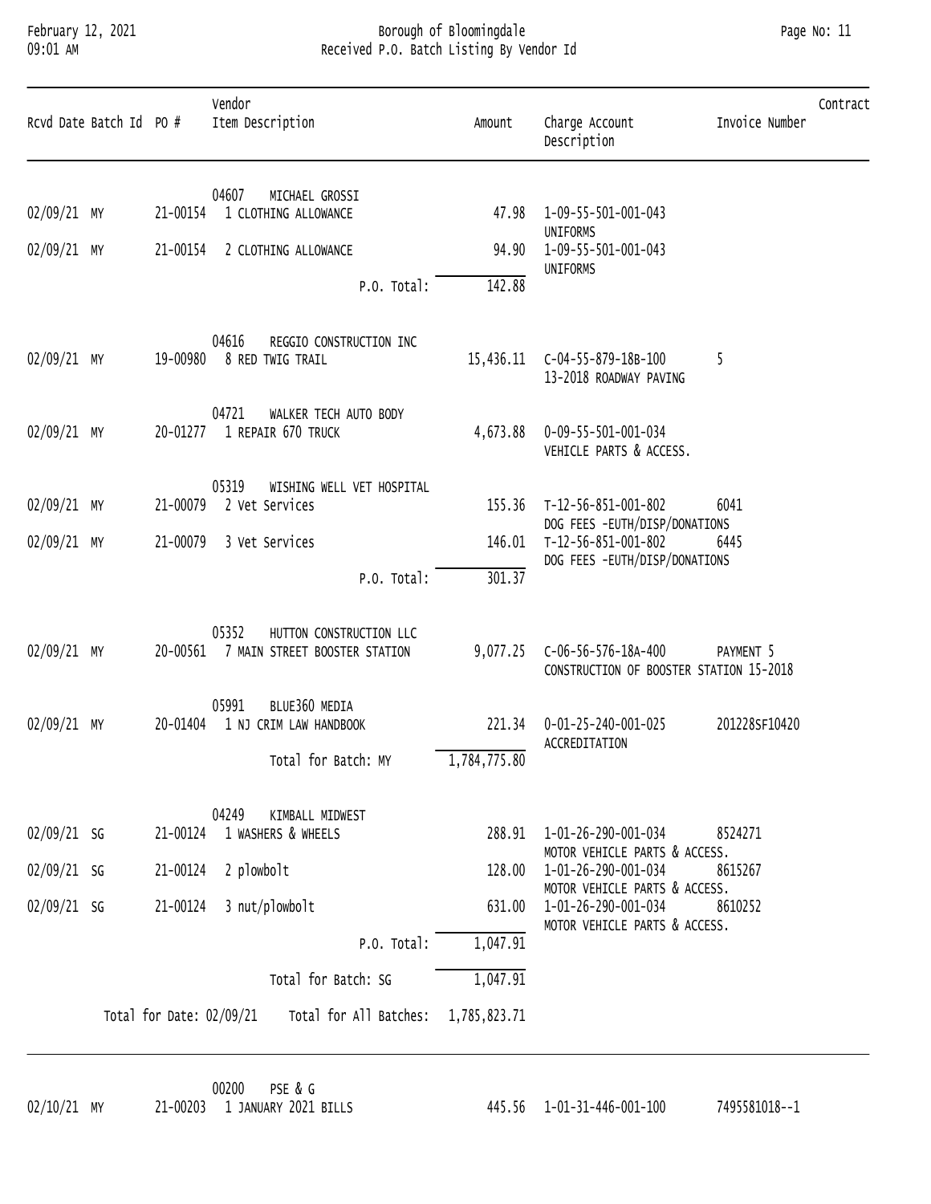| Rcvd Date | Batch Id | PO # | Vendor<br>Item Description | Amount | Charge Account<br>Description | Invoice Number | Contract |
|---|---|---|---|---|---|---|---|
| | | | 04607 MICHAEL GROSSI | | | | |
| 02/09/21 | MY | 21-00154 | 1 CLOTHING ALLOWANCE | 47.98 | 1-09-55-501-001-043<br>UNIFORMS | | |
| 02/09/21 | MY | 21-00154 | 2 CLOTHING ALLOWANCE | 94.90 | 1-09-55-501-001-043<br>UNIFORMS | | |
| | | | P.O. Total: | 142.88 | | | |
| | | | 04616 REGGIO CONSTRUCTION INC | | | | |
| 02/09/21 | MY | 19-00980 | 8 RED TWIG TRAIL | 15,436.11 | C-04-55-879-18B-100<br>13-2018 ROADWAY PAVING | 5 | |
| | | | 04721 WALKER TECH AUTO BODY | | | | |
| 02/09/21 | MY | 20-01277 | 1 REPAIR 670 TRUCK | 4,673.88 | 0-09-55-501-001-034<br>VEHICLE PARTS & ACCESS. | | |
| | | | 05319 WISHING WELL VET HOSPITAL | | | | |
| 02/09/21 | MY | 21-00079 | 2 Vet Services | 155.36 | T-12-56-851-001-802<br>DOG FEES -EUTH/DISP/DONATIONS | 6041 | |
| 02/09/21 | MY | 21-00079 | 3 Vet Services | 146.01 | T-12-56-851-001-802<br>DOG FEES -EUTH/DISP/DONATIONS | 6445 | |
| | | | P.O. Total: | 301.37 | | | |
| | | | 05352 HUTTON CONSTRUCTION LLC | | | | |
| 02/09/21 | MY | 20-00561 | 7 MAIN STREET BOOSTER STATION | 9,077.25 | C-06-56-576-18A-400<br>CONSTRUCTION OF BOOSTER STATION 15-2018 | PAYMENT 5 | |
| | | | 05991 BLUE360 MEDIA | | | | |
| 02/09/21 | MY | 20-01404 | 1 NJ CRIM LAW HANDBOOK | 221.34 | 0-01-25-240-001-025<br>ACCREDITATION | 201228SF10420 | |
| | | | Total for Batch: MY | 1,784,775.80 | | | |
| | | | 04249 KIMBALL MIDWEST | | | | |
| 02/09/21 | SG | 21-00124 | 1 WASHERS & WHEELS | 288.91 | 1-01-26-290-001-034<br>MOTOR VEHICLE PARTS & ACCESS. | 8524271 | |
| 02/09/21 | SG | 21-00124 | 2 plowbolt | 128.00 | 1-01-26-290-001-034<br>MOTOR VEHICLE PARTS & ACCESS. | 8615267 | |
| 02/09/21 | SG | 21-00124 | 3 nut/plowbolt | 631.00 | 1-01-26-290-001-034<br>MOTOR VEHICLE PARTS & ACCESS. | 8610252 | |
| | | | P.O. Total: | 1,047.91 | | | |
| | | | Total for Batch: SG | 1,047.91 | | | |
| | | Total for Date: 02/09/21 | Total for All Batches: | 1,785,823.71 | | | |
| | | | 00200 PSE & G | | | | |
| 02/10/21 | MY | 21-00203 | 1 JANUARY 2021 BILLS | 445.56 | 1-01-31-446-001-100 | 7495581018--1 | |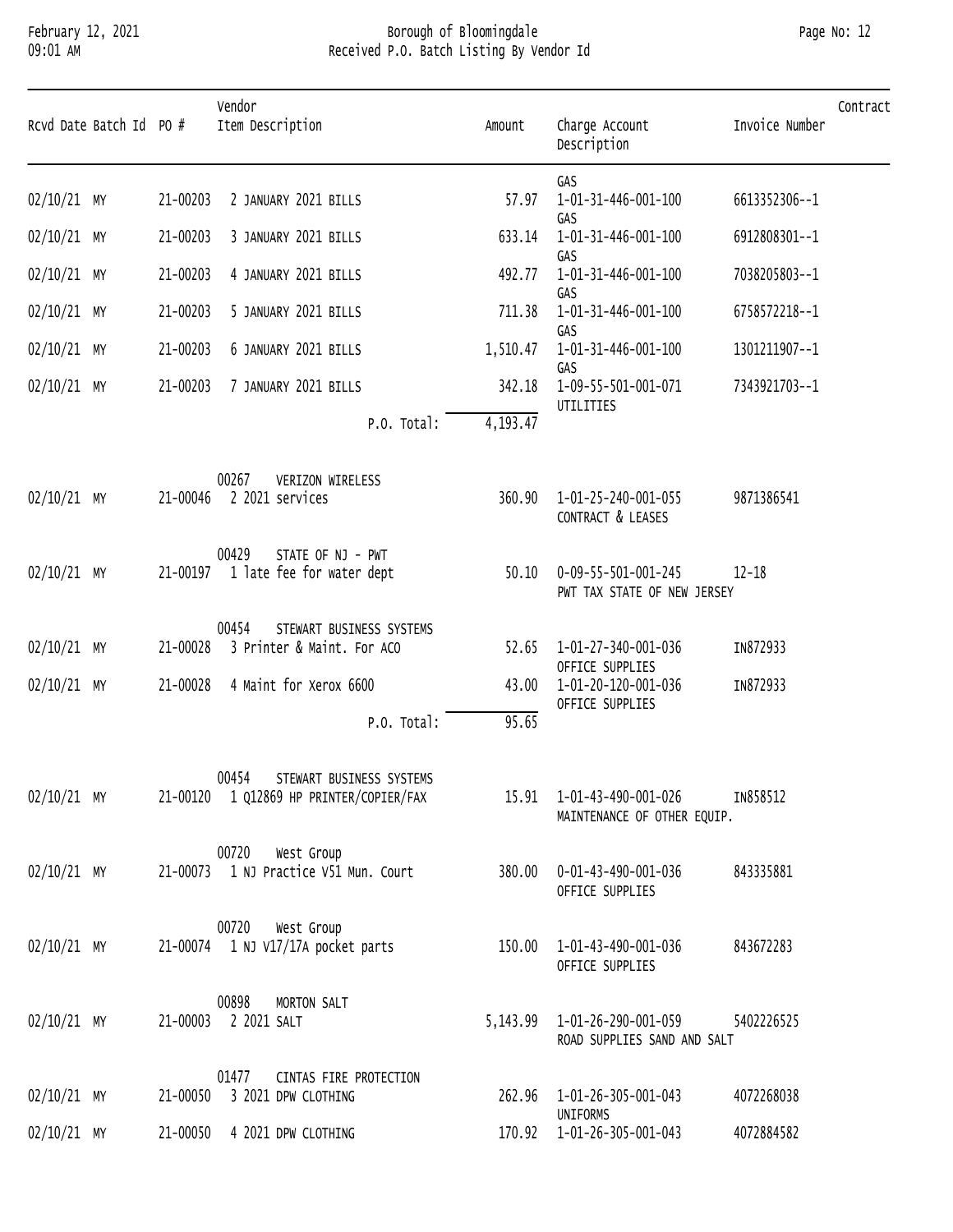# Borough of Bloomingdale

## Received P.O. Batch Listing By Vendor Id

| Rcvd Date | Batch Id | PO # | Vendor / Item Description | Amount | Charge Account / Description | Invoice Number | Contract |
|---|---|---|---|---|---|---|---|
| 02/10/21 | MY | 21-00203 | 2 JANUARY 2021 BILLS | 57.97 | 1-01-31-446-001-100 GAS | 6613352306--1 | |
| 02/10/21 | MY | 21-00203 | 3 JANUARY 2021 BILLS | 633.14 | 1-01-31-446-001-100 GAS | 6912808301--1 | |
| 02/10/21 | MY | 21-00203 | 4 JANUARY 2021 BILLS | 492.77 | 1-01-31-446-001-100 GAS | 7038205803--1 | |
| 02/10/21 | MY | 21-00203 | 5 JANUARY 2021 BILLS | 711.38 | 1-01-31-446-001-100 GAS | 6758572218--1 | |
| 02/10/21 | MY | 21-00203 | 6 JANUARY 2021 BILLS | 1,510.47 | 1-01-31-446-001-100 GAS | 1301211907--1 | |
| 02/10/21 | MY | 21-00203 | 7 JANUARY 2021 BILLS | 342.18 | 1-09-55-501-001-071 UTILITIES | 7343921703--1 | |
| | | | P.O. Total: | 4,193.47 | | | |
| | | | 00267 VERIZON WIRELESS | | | | |
| 02/10/21 | MY | 21-00046 | 2 2021 services | 360.90 | 1-01-25-240-001-055 CONTRACT & LEASES | 9871386541 | |
| | | | 00429 STATE OF NJ - PWT | | | | |
| 02/10/21 | MY | 21-00197 | 1 late fee for water dept | 50.10 | 0-09-55-501-001-245 PWT TAX STATE OF NEW JERSEY | 12-18 | |
| | | | 00454 STEWART BUSINESS SYSTEMS | | | | |
| 02/10/21 | MY | 21-00028 | 3 Printer & Maint. For ACO | 52.65 | 1-01-27-340-001-036 OFFICE SUPPLIES | IN872933 | |
| 02/10/21 | MY | 21-00028 | 4 Maint for Xerox 6600 | 43.00 | 1-01-20-120-001-036 OFFICE SUPPLIES | IN872933 | |
| | | | P.O. Total: | 95.65 | | | |
| | | | 00454 STEWART BUSINESS SYSTEMS | | | | |
| 02/10/21 | MY | 21-00120 | 1 Q12869 HP PRINTER/COPIER/FAX | 15.91 | 1-01-43-490-001-026 MAINTENANCE OF OTHER EQUIP. | IN858512 | |
| | | | 00720 West Group | | | | |
| 02/10/21 | MY | 21-00073 | 1 NJ Practice V51 Mun. Court | 380.00 | 0-01-43-490-001-036 OFFICE SUPPLIES | 843335881 | |
| | | | 00720 West Group | | | | |
| 02/10/21 | MY | 21-00074 | 1 NJ V17/17A pocket parts | 150.00 | 1-01-43-490-001-036 OFFICE SUPPLIES | 843672283 | |
| | | | 00898 MORTON SALT | | | | |
| 02/10/21 | MY | 21-00003 | 2 2021 SALT | 5,143.99 | 1-01-26-290-001-059 ROAD SUPPLIES SAND AND SALT | 5402226525 | |
| | | | 01477 CINTAS FIRE PROTECTION | | | | |
| 02/10/21 | MY | 21-00050 | 3 2021 DPW CLOTHING | 262.96 | 1-01-26-305-001-043 UNIFORMS | 4072268038 | |
| 02/10/21 | MY | 21-00050 | 4 2021 DPW CLOTHING | 170.92 | 1-01-26-305-001-043 | 4072884582 | |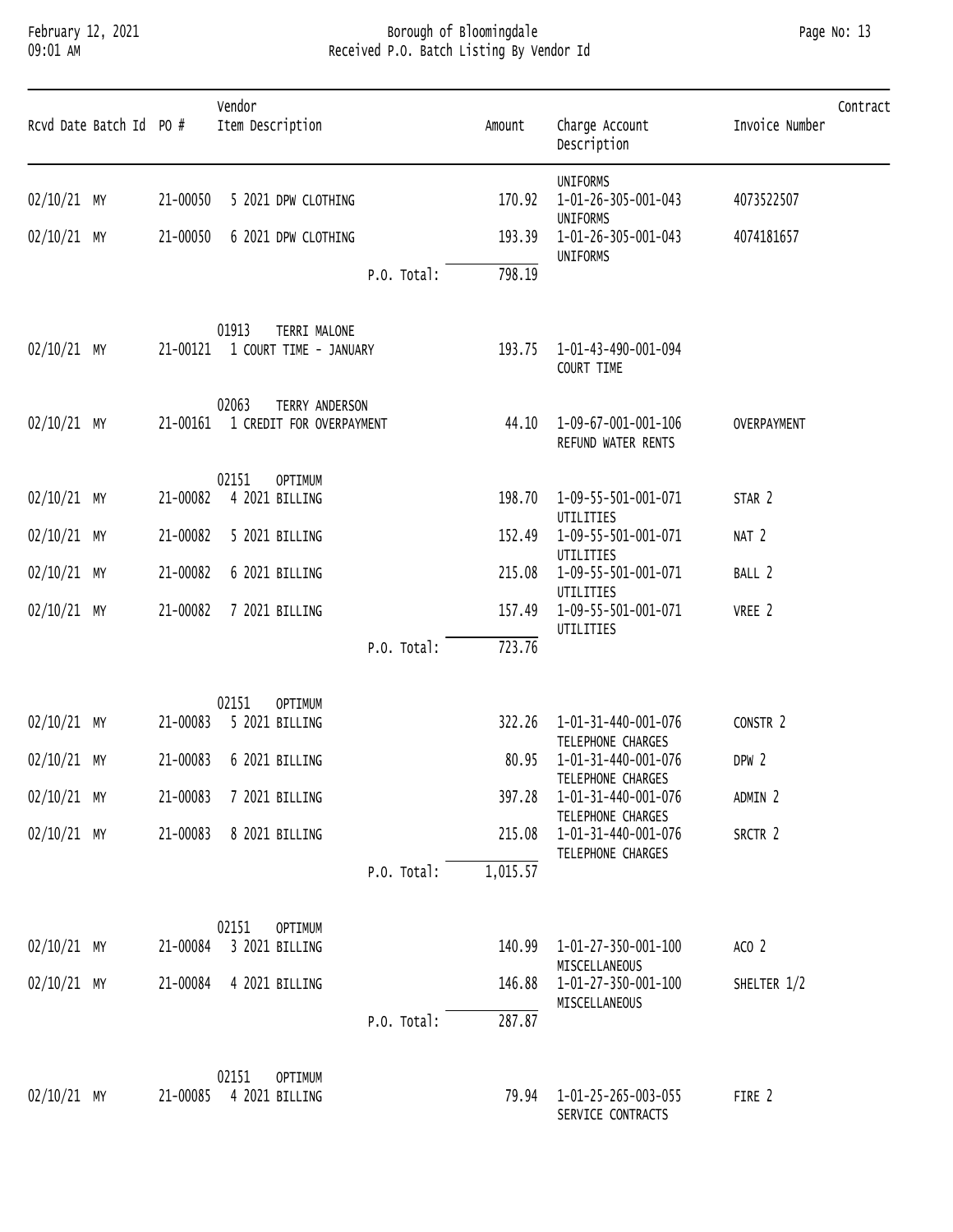February 12, 2021
09:01 AM

# Borough of Bloomingdale
## Received P.O. Batch Listing By Vendor Id

| Rcvd Date | Batch Id | PO # | Vendor / Item Description | | Amount | Charge Account / Description | Invoice Number | Contract |
|---|---|---|---|---|---|---|---|---|
| | | | | | | UNIFORMS | | |
| 02/10/21 | MY | 21-00050 | 5 2021 DPW CLOTHING | | 170.92 | 1-01-26-305-001-043 UNIFORMS | 4073522507 | |
| 02/10/21 | MY | 21-00050 | 6 2021 DPW CLOTHING | | 193.39 | 1-01-26-305-001-043 UNIFORMS | 4074181657 | |
| | | | | P.O. Total: | 798.19 | | | |
| | | | 01913 TERRI MALONE | | | | | |
| 02/10/21 | MY | 21-00121 | 1 COURT TIME - JANUARY | | 193.75 | 1-01-43-490-001-094 COURT TIME | | |
| | | | 02063 TERRY ANDERSON | | | | | |
| 02/10/21 | MY | 21-00161 | 1 CREDIT FOR OVERPAYMENT | | 44.10 | 1-09-67-001-001-106 REFUND WATER RENTS | OVERPAYMENT | |
| | | | 02151 OPTIMUM | | | | | |
| 02/10/21 | MY | 21-00082 | 4 2021 BILLING | | 198.70 | 1-09-55-501-001-071 UTILITIES | STAR 2 | |
| 02/10/21 | MY | 21-00082 | 5 2021 BILLING | | 152.49 | 1-09-55-501-001-071 UTILITIES | NAT 2 | |
| 02/10/21 | MY | 21-00082 | 6 2021 BILLING | | 215.08 | 1-09-55-501-001-071 UTILITIES | BALL 2 | |
| 02/10/21 | MY | 21-00082 | 7 2021 BILLING | | 157.49 | 1-09-55-501-001-071 UTILITIES | VREE 2 | |
| | | | | P.O. Total: | 723.76 | | | |
| | | | 02151 OPTIMUM | | | | | |
| 02/10/21 | MY | 21-00083 | 5 2021 BILLING | | 322.26 | 1-01-31-440-001-076 TELEPHONE CHARGES | CONSTR 2 | |
| 02/10/21 | MY | 21-00083 | 6 2021 BILLING | | 80.95 | 1-01-31-440-001-076 TELEPHONE CHARGES | DPW 2 | |
| 02/10/21 | MY | 21-00083 | 7 2021 BILLING | | 397.28 | 1-01-31-440-001-076 TELEPHONE CHARGES | ADMIN 2 | |
| 02/10/21 | MY | 21-00083 | 8 2021 BILLING | | 215.08 | 1-01-31-440-001-076 TELEPHONE CHARGES | SRCTR 2 | |
| | | | | P.O. Total: | 1,015.57 | | | |
| | | | 02151 OPTIMUM | | | | | |
| 02/10/21 | MY | 21-00084 | 3 2021 BILLING | | 140.99 | 1-01-27-350-001-100 MISCELLANEOUS | ACO 2 | |
| 02/10/21 | MY | 21-00084 | 4 2021 BILLING | | 146.88 | 1-01-27-350-001-100 MISCELLANEOUS | SHELTER 1/2 | |
| | | | | P.O. Total: | 287.87 | | | |
| | | | 02151 OPTIMUM | | | | | |
| 02/10/21 | MY | 21-00085 | 4 2021 BILLING | | 79.94 | 1-01-25-265-003-055 SERVICE CONTRACTS | FIRE 2 | |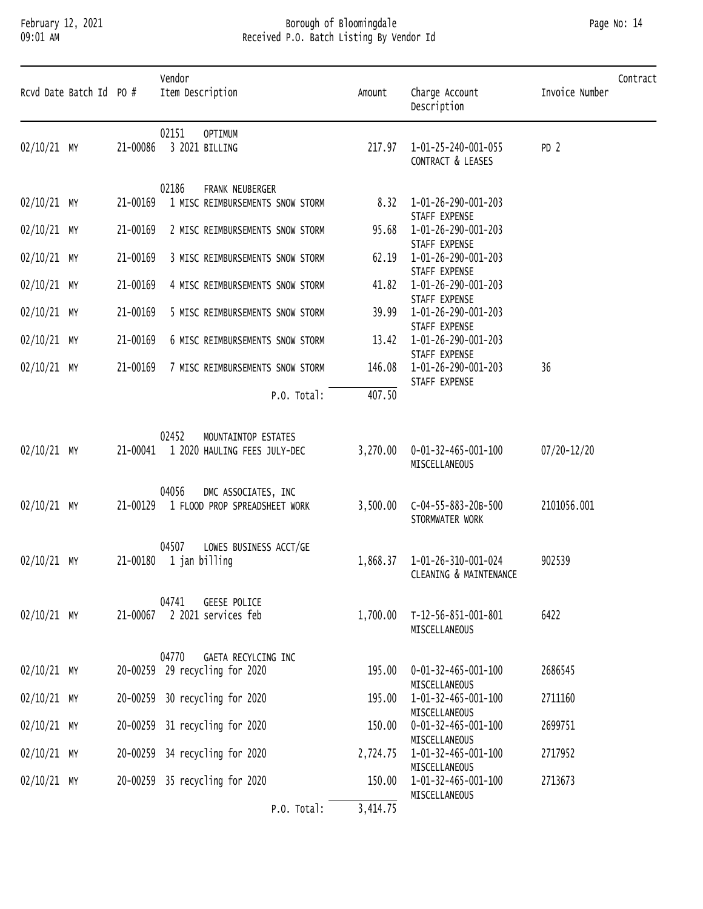# Borough of Bloomingdale
## Received P.O. Batch Listing By Vendor Id

February 12, 2021
09:01 AM

| Rcvd Date | Batch Id | PO # | Vendor / Item Description | Amount | Charge Account / Description | Invoice Number | Contract |
|---|---|---|---|---|---|---|---|
| | | | 02151 OPTIMUM | | | | |
| 02/10/21 | MY | 21-00086 | 3 2021 BILLING | 217.97 | 1-01-25-240-001-055 CONTRACT & LEASES | PD 2 | |
| | | | 02186 FRANK NEUBERGER | | | | |
| 02/10/21 | MY | 21-00169 | 1 MISC REIMBURSEMENTS SNOW STORM | 8.32 | 1-01-26-290-001-203 STAFF EXPENSE | | |
| 02/10/21 | MY | 21-00169 | 2 MISC REIMBURSEMENTS SNOW STORM | 95.68 | 1-01-26-290-001-203 STAFF EXPENSE | | |
| 02/10/21 | MY | 21-00169 | 3 MISC REIMBURSEMENTS SNOW STORM | 62.19 | 1-01-26-290-001-203 STAFF EXPENSE | | |
| 02/10/21 | MY | 21-00169 | 4 MISC REIMBURSEMENTS SNOW STORM | 41.82 | 1-01-26-290-001-203 STAFF EXPENSE | | |
| 02/10/21 | MY | 21-00169 | 5 MISC REIMBURSEMENTS SNOW STORM | 39.99 | 1-01-26-290-001-203 STAFF EXPENSE | | |
| 02/10/21 | MY | 21-00169 | 6 MISC REIMBURSEMENTS SNOW STORM | 13.42 | 1-01-26-290-001-203 STAFF EXPENSE | | |
| 02/10/21 | MY | 21-00169 | 7 MISC REIMBURSEMENTS SNOW STORM | 146.08 | 1-01-26-290-001-203 STAFF EXPENSE | 36 | |
| | | | P.O. Total: | 407.50 | | | |
| | | | 02452 MOUNTAINTOP ESTATES | | | | |
| 02/10/21 | MY | 21-00041 | 1 2020 HAULING FEES JULY-DEC | 3,270.00 | 0-01-32-465-001-100 MISCELLANEOUS | 07/20-12/20 | |
| | | | 04056 DMC ASSOCIATES, INC | | | | |
| 02/10/21 | MY | 21-00129 | 1 FLOOD PROP SPREADSHEET WORK | 3,500.00 | C-04-55-883-20B-500 STORMWATER WORK | 2101056.001 | |
| | | | 04507 LOWES BUSINESS ACCT/GE | | | | |
| 02/10/21 | MY | 21-00180 | 1 jan billing | 1,868.37 | 1-01-26-310-001-024 CLEANING & MAINTENANCE | 902539 | |
| | | | 04741 GEESE POLICE | | | | |
| 02/10/21 | MY | 21-00067 | 2 2021 services feb | 1,700.00 | T-12-56-851-001-801 MISCELLANEOUS | 6422 | |
| | | | 04770 GAETA RECYLCING INC | | | | |
| 02/10/21 | MY | 20-00259 | 29 recycling for 2020 | 195.00 | 0-01-32-465-001-100 MISCELLANEOUS | 2686545 | |
| 02/10/21 | MY | 20-00259 | 30 recycling for 2020 | 195.00 | 1-01-32-465-001-100 MISCELLANEOUS | 2711160 | |
| 02/10/21 | MY | 20-00259 | 31 recycling for 2020 | 150.00 | 0-01-32-465-001-100 MISCELLANEOUS | 2699751 | |
| 02/10/21 | MY | 20-00259 | 34 recycling for 2020 | 2,724.75 | 1-01-32-465-001-100 MISCELLANEOUS | 2717952 | |
| 02/10/21 | MY | 20-00259 | 35 recycling for 2020 | 150.00 | 1-01-32-465-001-100 MISCELLANEOUS | 2713673 | |
| | | | P.O. Total: | 3,414.75 | | | |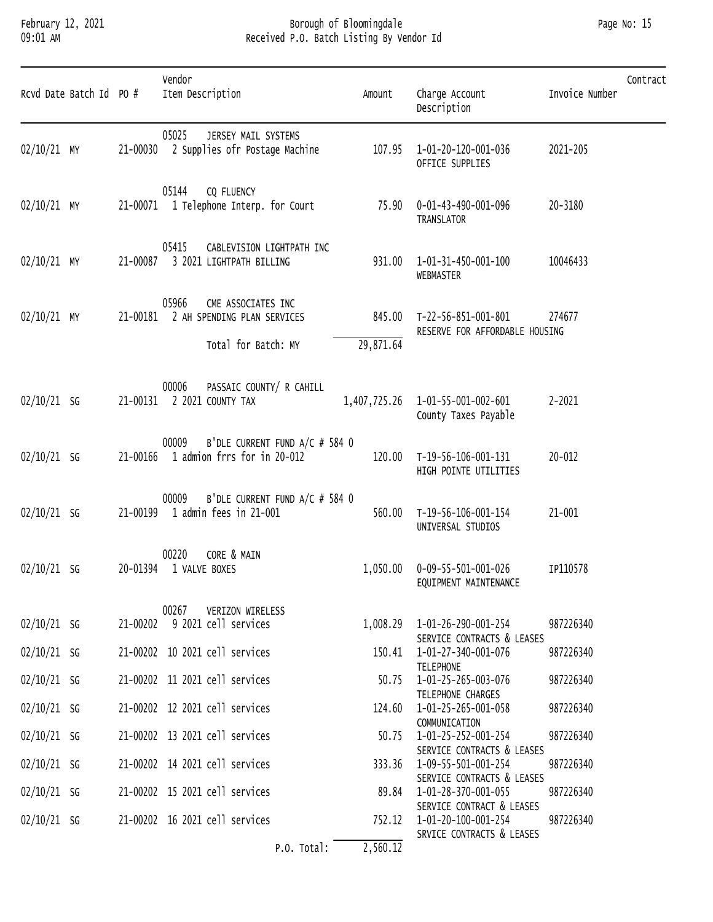# Borough of Bloomingdale
## Received P.O. Batch Listing By Vendor Id

February 12, 2021
09:01 AM

| Rcvd Date | Batch Id | PO # | Vendor / Item Description | Amount | Charge Account / Description | Invoice Number | Contract |
|---|---|---|---|---|---|---|---|
| | | | 05025 JERSEY MAIL SYSTEMS | | | | |
| 02/10/21 | MY | 21-00030 | 2 Supplies ofr Postage Machine | 107.95 | 1-01-20-120-001-036 OFFICE SUPPLIES | 2021-205 | |
| | | | 05144 CQ FLUENCY | | | | |
| 02/10/21 | MY | 21-00071 | 1 Telephone Interp. for Court | 75.90 | 0-01-43-490-001-096 TRANSLATOR | 20-3180 | |
| | | | 05415 CABLEVISION LIGHTPATH INC | | | | |
| 02/10/21 | MY | 21-00087 | 3 2021 LIGHTPATH BILLING | 931.00 | 1-01-31-450-001-100 WEBMASTER | 10046433 | |
| | | | 05966 CME ASSOCIATES INC | | | | |
| 02/10/21 | MY | 21-00181 | 2 AH SPENDING PLAN SERVICES | 845.00 | T-22-56-851-001-801 RESERVE FOR AFFORDABLE HOUSING | 274677 | |
| | | | Total for Batch: MY | 29,871.64 | | | |
| | | | 00006 PASSAIC COUNTY/ R CAHILL | | | | |
| 02/10/21 | SG | 21-00131 | 2 2021 COUNTY TAX | 1,407,725.26 | 1-01-55-001-002-601 County Taxes Payable | 2-2021 | |
| | | | 00009 B'DLE CURRENT FUND A/C # 584 0 | | | | |
| 02/10/21 | SG | 21-00166 | 1 admion frrs for in 20-012 | 120.00 | T-19-56-106-001-131 HIGH POINTE UTILITIES | 20-012 | |
| | | | 00009 B'DLE CURRENT FUND A/C # 584 0 | | | | |
| 02/10/21 | SG | 21-00199 | 1 admin fees in 21-001 | 560.00 | T-19-56-106-001-154 UNIVERSAL STUDIOS | 21-001 | |
| | | | 00220 CORE & MAIN | | | | |
| 02/10/21 | SG | 20-01394 | 1 VALVE BOXES | 1,050.00 | 0-09-55-501-001-026 EQUIPMENT MAINTENANCE | IP110578 | |
| | | | 00267 VERIZON WIRELESS | | | | |
| 02/10/21 | SG | 21-00202 | 9 2021 cell services | 1,008.29 | 1-01-26-290-001-254 SERVICE CONTRACTS & LEASES | 987226340 | |
| 02/10/21 | SG | 21-00202 | 10 2021 cell services | 150.41 | 1-01-27-340-001-076 TELEPHONE | 987226340 | |
| 02/10/21 | SG | 21-00202 | 11 2021 cell services | 50.75 | 1-01-25-265-003-076 TELEPHONE CHARGES | 987226340 | |
| 02/10/21 | SG | 21-00202 | 12 2021 cell services | 124.60 | 1-01-25-265-001-058 COMMUNICATION | 987226340 | |
| 02/10/21 | SG | 21-00202 | 13 2021 cell services | 50.75 | 1-01-25-252-001-254 SERVICE CONTRACTS & LEASES | 987226340 | |
| 02/10/21 | SG | 21-00202 | 14 2021 cell services | 333.36 | 1-09-55-501-001-254 SERVICE CONTRACTS & LEASES | 987226340 | |
| 02/10/21 | SG | 21-00202 | 15 2021 cell services | 89.84 | 1-01-28-370-001-055 SERVICE CONTRACT & LEASES | 987226340 | |
| 02/10/21 | SG | 21-00202 | 16 2021 cell services | 752.12 | 1-01-20-100-001-254 SRVICE CONTRACTS & LEASES | 987226340 | |
| | | | P.O. Total: | 2,560.12 | | | |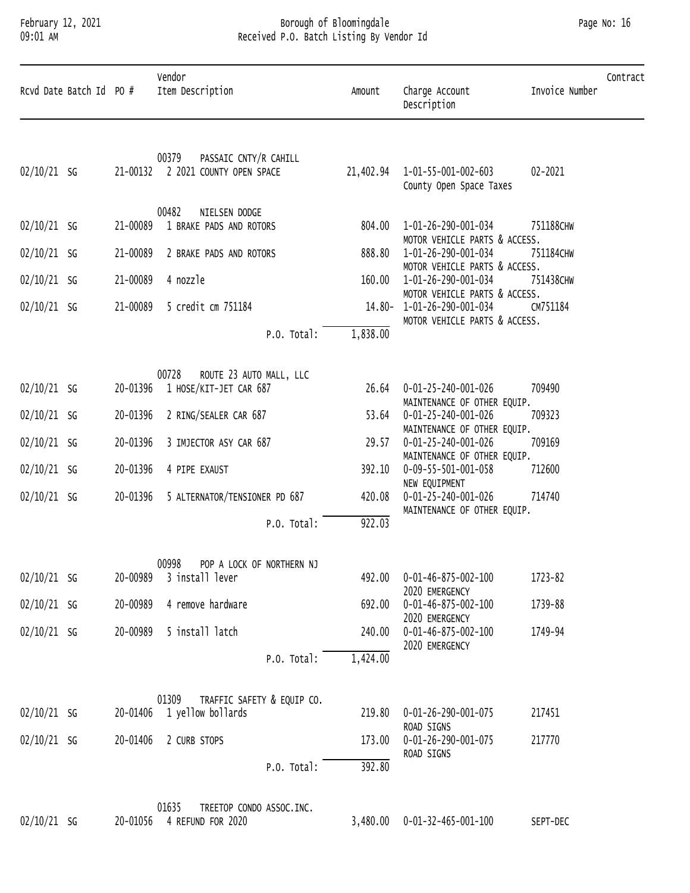| Rcvd Date | Batch Id | PO # | Vendor Item Description | Amount | Charge Account Description | Invoice Number | Contract |
|---|---|---|---|---|---|---|---|
| | | | 00379 PASSAIC CNTY/R CAHILL | | | | |
| 02/10/21 | SG | 21-00132 | 2 2021 COUNTY OPEN SPACE | 21,402.94 | 1-01-55-001-002-603 County Open Space Taxes | 02-2021 | |
| | | | 00482 NIELSEN DODGE | | | | |
| 02/10/21 | SG | 21-00089 | 1 BRAKE PADS AND ROTORS | 804.00 | 1-01-26-290-001-034 MOTOR VEHICLE PARTS & ACCESS. | 751188CHW | |
| 02/10/21 | SG | 21-00089 | 2 BRAKE PADS AND ROTORS | 888.80 | 1-01-26-290-001-034 MOTOR VEHICLE PARTS & ACCESS. | 751184CHW | |
| 02/10/21 | SG | 21-00089 | 4 nozzle | 160.00 | 1-01-26-290-001-034 MOTOR VEHICLE PARTS & ACCESS. | 751438CHW | |
| 02/10/21 | SG | 21-00089 | 5 credit cm 751184 | 14.80- | 1-01-26-290-001-034 MOTOR VEHICLE PARTS & ACCESS. | CM751184 | |
| | | | P.O. Total: | 1,838.00 | | | |
| | | | 00728 ROUTE 23 AUTO MALL, LLC | | | | |
| 02/10/21 | SG | 20-01396 | 1 HOSE/KIT-JET CAR 687 | 26.64 | 0-01-25-240-001-026 MAINTENANCE OF OTHER EQUIP. | 709490 | |
| 02/10/21 | SG | 20-01396 | 2 RING/SEALER CAR 687 | 53.64 | 0-01-25-240-001-026 MAINTENANCE OF OTHER EQUIP. | 709323 | |
| 02/10/21 | SG | 20-01396 | 3 IMJECTOR ASY CAR 687 | 29.57 | 0-01-25-240-001-026 MAINTENANCE OF OTHER EQUIP. | 709169 | |
| 02/10/21 | SG | 20-01396 | 4 PIPE EXAUST | 392.10 | 0-09-55-501-001-058 NEW EQUIPMENT | 712600 | |
| 02/10/21 | SG | 20-01396 | 5 ALTERNATOR/TENSIONER PD 687 | 420.08 | 0-01-25-240-001-026 MAINTENANCE OF OTHER EQUIP. | 714740 | |
| | | | P.O. Total: | 922.03 | | | |
| | | | 00998 POP A LOCK OF NORTHERN NJ | | | | |
| 02/10/21 | SG | 20-00989 | 3 install lever | 492.00 | 0-01-46-875-002-100 2020 EMERGENCY | 1723-82 | |
| 02/10/21 | SG | 20-00989 | 4 remove hardware | 692.00 | 0-01-46-875-002-100 2020 EMERGENCY | 1739-88 | |
| 02/10/21 | SG | 20-00989 | 5 install latch | 240.00 | 0-01-46-875-002-100 2020 EMERGENCY | 1749-94 | |
| | | | P.O. Total: | 1,424.00 | | | |
| | | | 01309 TRAFFIC SAFETY & EQUIP CO. | | | | |
| 02/10/21 | SG | 20-01406 | 1 yellow bollards | 219.80 | 0-01-26-290-001-075 ROAD SIGNS | 217451 | |
| 02/10/21 | SG | 20-01406 | 2 CURB STOPS | 173.00 | 0-01-26-290-001-075 ROAD SIGNS | 217770 | |
| | | | P.O. Total: | 392.80 | | | |
| | | | 01635 TREETOP CONDO ASSOC.INC. | | | | |
| 02/10/21 | SG | 20-01056 | 4 REFUND FOR 2020 | 3,480.00 | 0-01-32-465-001-100 | SEPT-DEC | |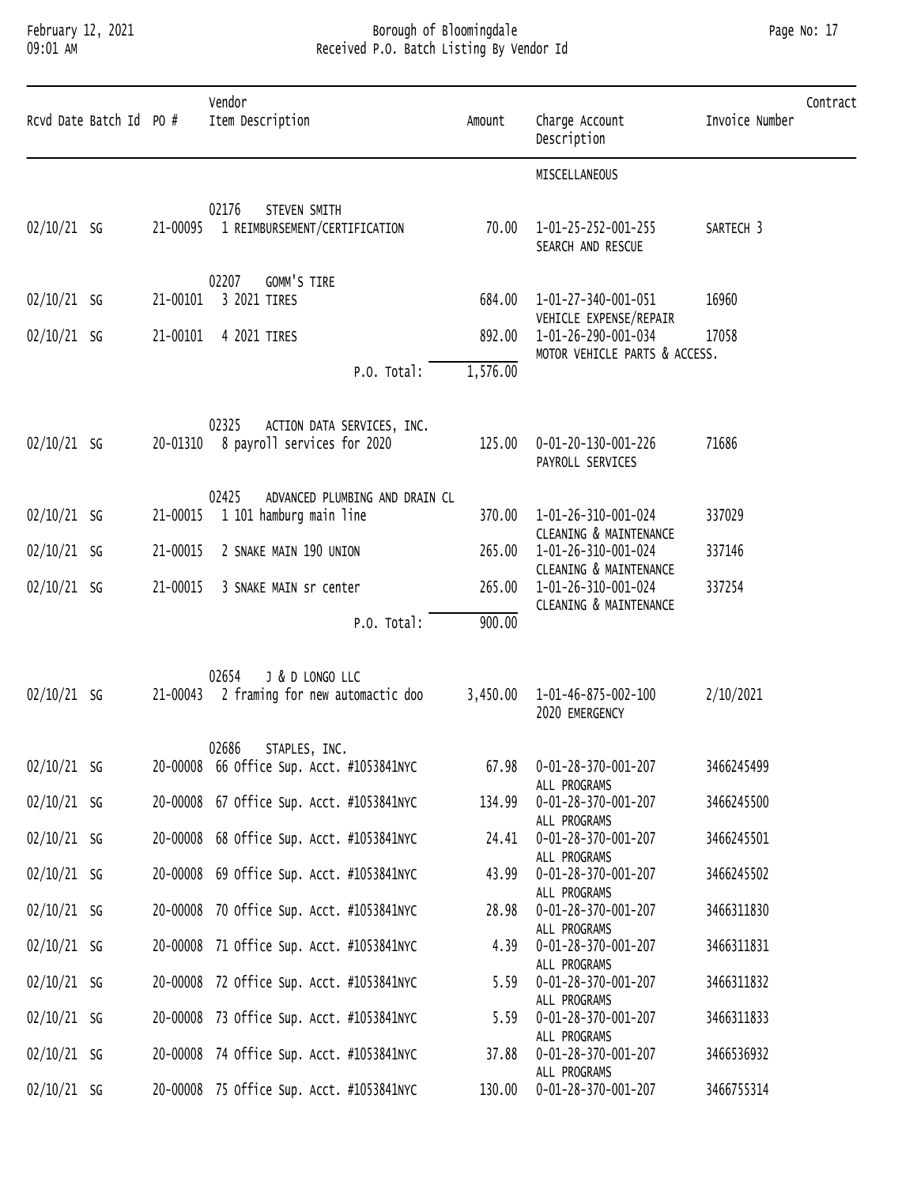| Rcvd Date | Batch Id | PO # | Vendor<br>Item Description | Amount | Charge Account<br>Description | Invoice Number | Contract |
|---|---|---|---|---|---|---|---|
| | | | | | MISCELLANEOUS | | |
| | | | 02176 STEVEN SMITH | | | | |
| 02/10/21 | SG | 21-00095 | 1 REIMBURSEMENT/CERTIFICATION | 70.00 | 1-01-25-252-001-255<br>SEARCH AND RESCUE | SARTECH 3 | |
| | | | 02207 GOMM'S TIRE | | | | |
| 02/10/21 | SG | 21-00101 | 3 2021 TIRES | 684.00 | 1-01-27-340-001-051<br>VEHICLE EXPENSE/REPAIR | 16960 | |
| 02/10/21 | SG | 21-00101 | 4 2021 TIRES | 892.00 | 1-01-26-290-001-034<br>MOTOR VEHICLE PARTS & ACCESS. | 17058 | |
| | | | P.O. Total: | 1,576.00 | | | |
| | | | 02325 ACTION DATA SERVICES, INC. | | | | |
| 02/10/21 | SG | 20-01310 | 8 payroll services for 2020 | 125.00 | 0-01-20-130-001-226<br>PAYROLL SERVICES | 71686 | |
| | | | 02425 ADVANCED PLUMBING AND DRAIN CL | | | | |
| 02/10/21 | SG | 21-00015 | 1 101 hamburg main line | 370.00 | 1-01-26-310-001-024<br>CLEANING & MAINTENANCE | 337029 | |
| 02/10/21 | SG | 21-00015 | 2 SNAKE MAIN 190 UNION | 265.00 | 1-01-26-310-001-024<br>CLEANING & MAINTENANCE | 337146 | |
| 02/10/21 | SG | 21-00015 | 3 SNAKE MAIN sr center | 265.00 | 1-01-26-310-001-024<br>CLEANING & MAINTENANCE | 337254 | |
| | | | P.O. Total: | 900.00 | | | |
| | | | 02654 J & D LONGO LLC | | | | |
| 02/10/21 | SG | 21-00043 | 2 framing for new automactic doo | 3,450.00 | 1-01-46-875-002-100<br>2020 EMERGENCY | 2/10/2021 | |
| | | | 02686 STAPLES, INC. | | | | |
| 02/10/21 | SG | 20-00008 | 66 Office Sup. Acct. #1053841NYC | 67.98 | 0-01-28-370-001-207<br>ALL PROGRAMS | 3466245499 | |
| 02/10/21 | SG | 20-00008 | 67 Office Sup. Acct. #1053841NYC | 134.99 | 0-01-28-370-001-207<br>ALL PROGRAMS | 3466245500 | |
| 02/10/21 | SG | 20-00008 | 68 Office Sup. Acct. #1053841NYC | 24.41 | 0-01-28-370-001-207<br>ALL PROGRAMS | 3466245501 | |
| 02/10/21 | SG | 20-00008 | 69 Office Sup. Acct. #1053841NYC | 43.99 | 0-01-28-370-001-207<br>ALL PROGRAMS | 3466245502 | |
| 02/10/21 | SG | 20-00008 | 70 Office Sup. Acct. #1053841NYC | 28.98 | 0-01-28-370-001-207<br>ALL PROGRAMS | 3466311830 | |
| 02/10/21 | SG | 20-00008 | 71 Office Sup. Acct. #1053841NYC | 4.39 | 0-01-28-370-001-207<br>ALL PROGRAMS | 3466311831 | |
| 02/10/21 | SG | 20-00008 | 72 Office Sup. Acct. #1053841NYC | 5.59 | 0-01-28-370-001-207<br>ALL PROGRAMS | 3466311832 | |
| 02/10/21 | SG | 20-00008 | 73 Office Sup. Acct. #1053841NYC | 5.59 | 0-01-28-370-001-207<br>ALL PROGRAMS | 3466311833 | |
| 02/10/21 | SG | 20-00008 | 74 Office Sup. Acct. #1053841NYC | 37.88 | 0-01-28-370-001-207<br>ALL PROGRAMS | 3466536932 | |
| 02/10/21 | SG | 20-00008 | 75 Office Sup. Acct. #1053841NYC | 130.00 | 0-01-28-370-001-207 | 3466755314 | |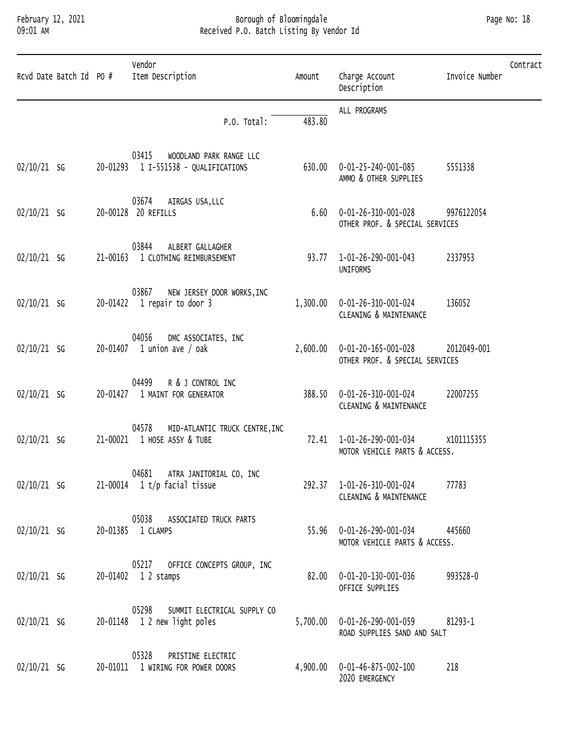| Rcvd Date | Batch Id | PO # | Vendor<br>Item Description | Amount | Charge Account<br>Description | Invoice Number | Contract |
|---|---|---|---|---|---|---|---|
| | | | P.O. Total: | 483.80 | ALL PROGRAMS | | |
| | | | 03415 WOODLAND PARK RANGE LLC | | | | |
| 02/10/21 | SG | 20-01293 | 1 I-551538 - QUALIFICATIONS | 630.00 | 0-01-25-240-001-085<br>AMMO & OTHER SUPPLIES | 5551338 | |
| | | | 03674 AIRGAS USA,LLC | | | | |
| 02/10/21 | SG | 20-00128 | 20 REFILLS | 6.60 | 0-01-26-310-001-028<br>OTHER PROF. & SPECIAL SERVICES | 9976122054 | |
| | | | 03844 ALBERT GALLAGHER | | | | |
| 02/10/21 | SG | 21-00163 | 1 CLOTHING REIMBURSEMENT | 93.77 | 1-01-26-290-001-043<br>UNIFORMS | 2337953 | |
| | | | 03867 NEW JERSEY DOOR WORKS,INC | | | | |
| 02/10/21 | SG | 20-01422 | 1 repair to door 3 | 1,300.00 | 0-01-26-310-001-024<br>CLEANING & MAINTENANCE | 136052 | |
| | | | 04056 DMC ASSOCIATES, INC | | | | |
| 02/10/21 | SG | 20-01407 | 1 union ave / oak | 2,600.00 | 0-01-20-165-001-028<br>OTHER PROF. & SPECIAL SERVICES | 2012049-001 | |
| | | | 04499 R & J CONTROL INC | | | | |
| 02/10/21 | SG | 20-01427 | 1 MAINT FOR GENERATOR | 388.50 | 0-01-26-310-001-024<br>CLEANING & MAINTENANCE | 22007255 | |
| | | | 04578 MID-ATLANTIC TRUCK CENTRE,INC | | | | |
| 02/10/21 | SG | 21-00021 | 1 HOSE ASSY & TUBE | 72.41 | 1-01-26-290-001-034<br>MOTOR VEHICLE PARTS & ACCESS. | X101115355 | |
| | | | 04681 ATRA JANITORIAL CO, INC | | | | |
| 02/10/21 | SG | 21-00014 | 1 t/p facial tissue | 292.37 | 1-01-26-310-001-024<br>CLEANING & MAINTENANCE | 77783 | |
| | | | 05038 ASSOCIATED TRUCK PARTS | | | | |
| 02/10/21 | SG | 20-01385 | 1 CLAMPS | 55.96 | 0-01-26-290-001-034<br>MOTOR VEHICLE PARTS & ACCESS. | 445660 | |
| | | | 05217 OFFICE CONCEPTS GROUP, INC | | | | |
| 02/10/21 | SG | 20-01402 | 1 2 stamps | 82.00 | 0-01-20-130-001-036<br>OFFICE SUPPLIES | 993528-0 | |
| | | | 05298 SUMMIT ELECTRICAL SUPPLY CO | | | | |
| 02/10/21 | SG | 20-01148 | 1 2 new light poles | 5,700.00 | 0-01-26-290-001-059<br>ROAD SUPPLIES SAND AND SALT | 81293-1 | |
| | | | 05328 PRISTINE ELECTRIC | | | | |
| 02/10/21 | SG | 20-01011 | 1 WIRING FOR POWER DOORS | 4,900.00 | 0-01-46-875-002-100<br>2020 EMERGENCY | 218 | |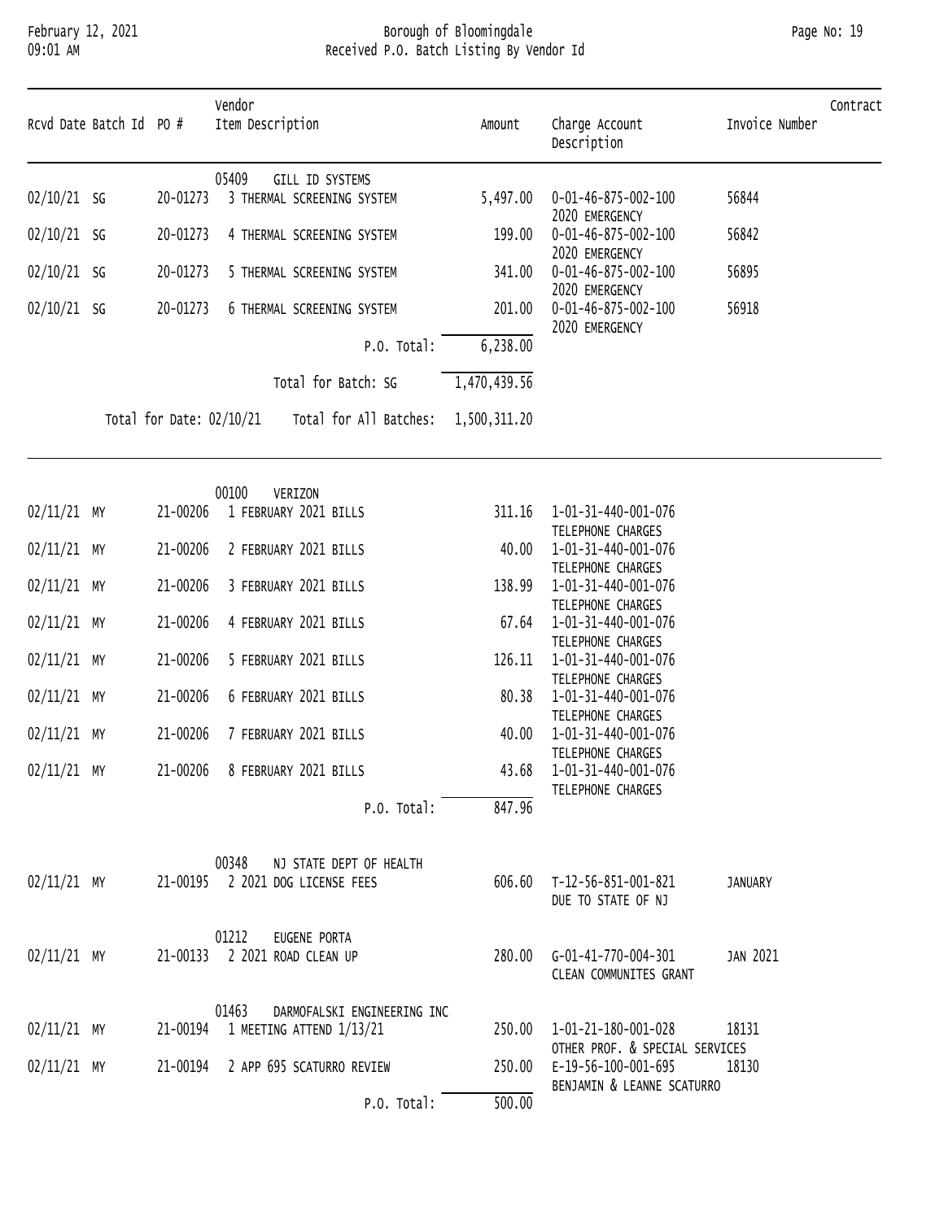February 12, 2021 | Borough of Bloomingdale
09:01 AM | Received P.O. Batch Listing By Vendor Id

| Rcvd Date | Batch Id | PO # | Vendor / Item Description | Amount | Charge Account / Description | Invoice Number | Contract |
|---|---|---|---|---|---|---|---|
| | | | 05409 GILL ID SYSTEMS | | | | |
| 02/10/21 | SG | 20-01273 | 3 THERMAL SCREENING SYSTEM | 5,497.00 | 0-01-46-875-002-100 2020 EMERGENCY | 56844 | |
| 02/10/21 | SG | 20-01273 | 4 THERMAL SCREENING SYSTEM | 199.00 | 0-01-46-875-002-100 2020 EMERGENCY | 56842 | |
| 02/10/21 | SG | 20-01273 | 5 THERMAL SCREENING SYSTEM | 341.00 | 0-01-46-875-002-100 2020 EMERGENCY | 56895 | |
| 02/10/21 | SG | 20-01273 | 6 THERMAL SCREENING SYSTEM | 201.00 | 0-01-46-875-002-100 2020 EMERGENCY | 56918 | |
| | | | P.O. Total: | 6,238.00 | | | |
| | | | Total for Batch: SG | 1,470,439.56 | | | |
| | | Total for Date: 02/10/21 | Total for All Batches: | 1,500,311.20 | | | |
| | | | 00100 VERIZON | | | | |
| 02/11/21 | MY | 21-00206 | 1 FEBRUARY 2021 BILLS | 311.16 | 1-01-31-440-001-076 TELEPHONE CHARGES | | |
| 02/11/21 | MY | 21-00206 | 2 FEBRUARY 2021 BILLS | 40.00 | 1-01-31-440-001-076 TELEPHONE CHARGES | | |
| 02/11/21 | MY | 21-00206 | 3 FEBRUARY 2021 BILLS | 138.99 | 1-01-31-440-001-076 TELEPHONE CHARGES | | |
| 02/11/21 | MY | 21-00206 | 4 FEBRUARY 2021 BILLS | 67.64 | 1-01-31-440-001-076 TELEPHONE CHARGES | | |
| 02/11/21 | MY | 21-00206 | 5 FEBRUARY 2021 BILLS | 126.11 | 1-01-31-440-001-076 TELEPHONE CHARGES | | |
| 02/11/21 | MY | 21-00206 | 6 FEBRUARY 2021 BILLS | 80.38 | 1-01-31-440-001-076 TELEPHONE CHARGES | | |
| 02/11/21 | MY | 21-00206 | 7 FEBRUARY 2021 BILLS | 40.00 | 1-01-31-440-001-076 TELEPHONE CHARGES | | |
| 02/11/21 | MY | 21-00206 | 8 FEBRUARY 2021 BILLS | 43.68 | 1-01-31-440-001-076 TELEPHONE CHARGES | | |
| | | | P.O. Total: | 847.96 | | | |
| | | | 00348 NJ STATE DEPT OF HEALTH | | | | |
| 02/11/21 | MY | 21-00195 | 2 2021 DOG LICENSE FEES | 606.60 | T-12-56-851-001-821 DUE TO STATE OF NJ | JANUARY | |
| | | | 01212 EUGENE PORTA | | | | |
| 02/11/21 | MY | 21-00133 | 2 2021 ROAD CLEAN UP | 280.00 | G-01-41-770-004-301 CLEAN COMMUNITES GRANT | JAN 2021 | |
| | | | 01463 DARMOFALSKI ENGINEERING INC | | | | |
| 02/11/21 | MY | 21-00194 | 1 MEETING ATTEND 1/13/21 | 250.00 | 1-01-21-180-001-028 OTHER PROF. & SPECIAL SERVICES | 18131 | |
| 02/11/21 | MY | 21-00194 | 2 APP 695 SCATURRO REVIEW | 250.00 | E-19-56-100-001-695 BENJAMIN & LEANNE SCATURRO | 18130 | |
| | | | P.O. Total: | 500.00 | | | |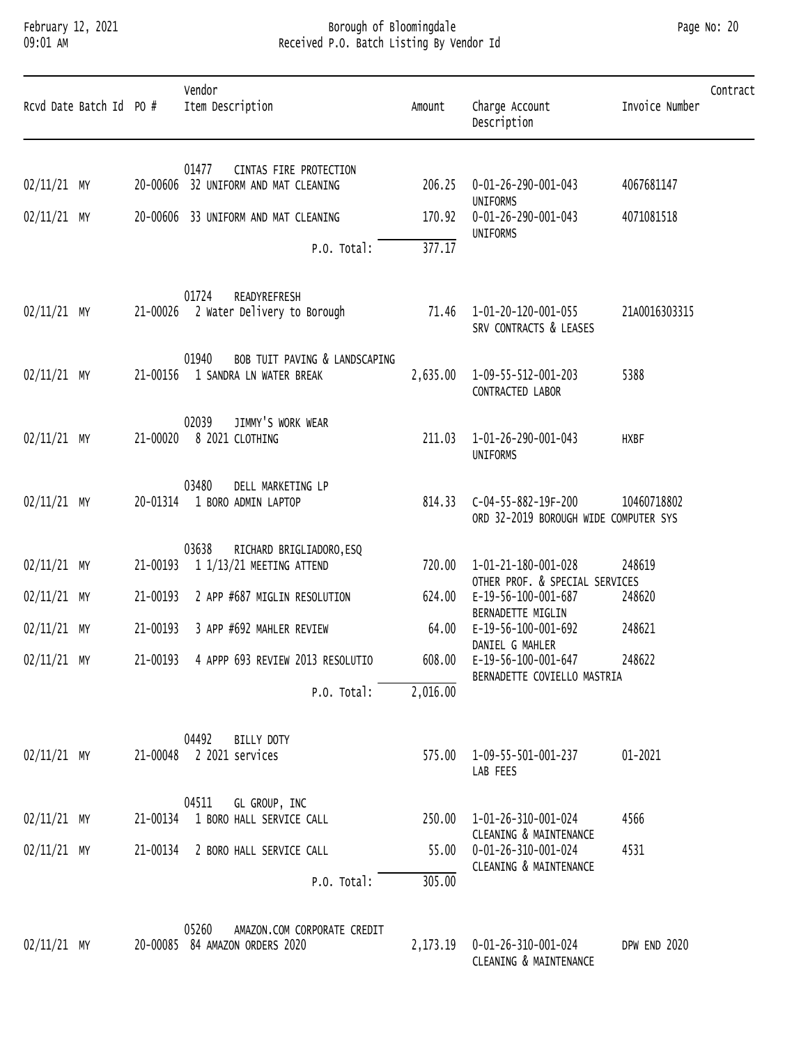# Borough of Bloomingdale
## Received P.O. Batch Listing By Vendor Id

February 12, 2021
09:01 AM

| Rcvd Date | Batch Id | PO # | Vendor / Item Description | Amount | Charge Account / Description | Invoice Number | Contract |
|---|---|---|---|---|---|---|---|
| | | | 01477 CINTAS FIRE PROTECTION | | | | |
| 02/11/21 | MY | 20-00606 | 32 UNIFORM AND MAT CLEANING | 206.25 | 0-01-26-290-001-043 UNIFORMS | 4067681147 | |
| 02/11/21 | MY | 20-00606 | 33 UNIFORM AND MAT CLEANING | 170.92 | 0-01-26-290-001-043 UNIFORMS | 4071081518 | |
| | | | P.O. Total: | 377.17 | | | |
| | | | 01724 READYREFRESH | | | | |
| 02/11/21 | MY | 21-00026 | 2 Water Delivery to Borough | 71.46 | 1-01-20-120-001-055 SRV CONTRACTS & LEASES | 21A0016303315 | |
| | | | 01940 BOB TUIT PAVING & LANDSCAPING | | | | |
| 02/11/21 | MY | 21-00156 | 1 SANDRA LN WATER BREAK | 2,635.00 | 1-09-55-512-001-203 CONTRACTED LABOR | 5388 | |
| | | | 02039 JIMMY'S WORK WEAR | | | | |
| 02/11/21 | MY | 21-00020 | 8 2021 CLOTHING | 211.03 | 1-01-26-290-001-043 UNIFORMS | HXBF | |
| | | | 03480 DELL MARKETING LP | | | | |
| 02/11/21 | MY | 20-01314 | 1 BORO ADMIN LAPTOP | 814.33 | C-04-55-882-19F-200 ORD 32-2019 BOROUGH WIDE COMPUTER SYS | 10460718802 | |
| | | | 03638 RICHARD BRIGLIADORO,ESQ | | | | |
| 02/11/21 | MY | 21-00193 | 1 1/13/21 MEETING ATTEND | 720.00 | 1-01-21-180-001-028 OTHER PROF. & SPECIAL SERVICES | 248619 | |
| 02/11/21 | MY | 21-00193 | 2 APP #687 MIGLIN RESOLUTION | 624.00 | E-19-56-100-001-687 BERNADETTE MIGLIN | 248620 | |
| 02/11/21 | MY | 21-00193 | 3 APP #692 MAHLER REVIEW | 64.00 | E-19-56-100-001-692 DANIEL G MAHLER | 248621 | |
| 02/11/21 | MY | 21-00193 | 4 APPP 693 REVIEW 2013 RESOLUTIO | 608.00 | E-19-56-100-001-647 BERNADETTE COVIELLO MASTRIA | 248622 | |
| | | | P.O. Total: | 2,016.00 | | | |
| | | | 04492 BILLY DOTY | | | | |
| 02/11/21 | MY | 21-00048 | 2 2021 services | 575.00 | 1-09-55-501-001-237 LAB FEES | 01-2021 | |
| | | | 04511 GL GROUP, INC | | | | |
| 02/11/21 | MY | 21-00134 | 1 BORO HALL SERVICE CALL | 250.00 | 1-01-26-310-001-024 CLEANING & MAINTENANCE | 4566 | |
| 02/11/21 | MY | 21-00134 | 2 BORO HALL SERVICE CALL | 55.00 | 0-01-26-310-001-024 CLEANING & MAINTENANCE | 4531 | |
| | | | P.O. Total: | 305.00 | | | |
| | | | 05260 AMAZON.COM CORPORATE CREDIT | | | | |
| 02/11/21 | MY | 20-00085 | 84 AMAZON ORDERS 2020 | 2,173.19 | 0-01-26-310-001-024 CLEANING & MAINTENANCE | DPW END 2020 | |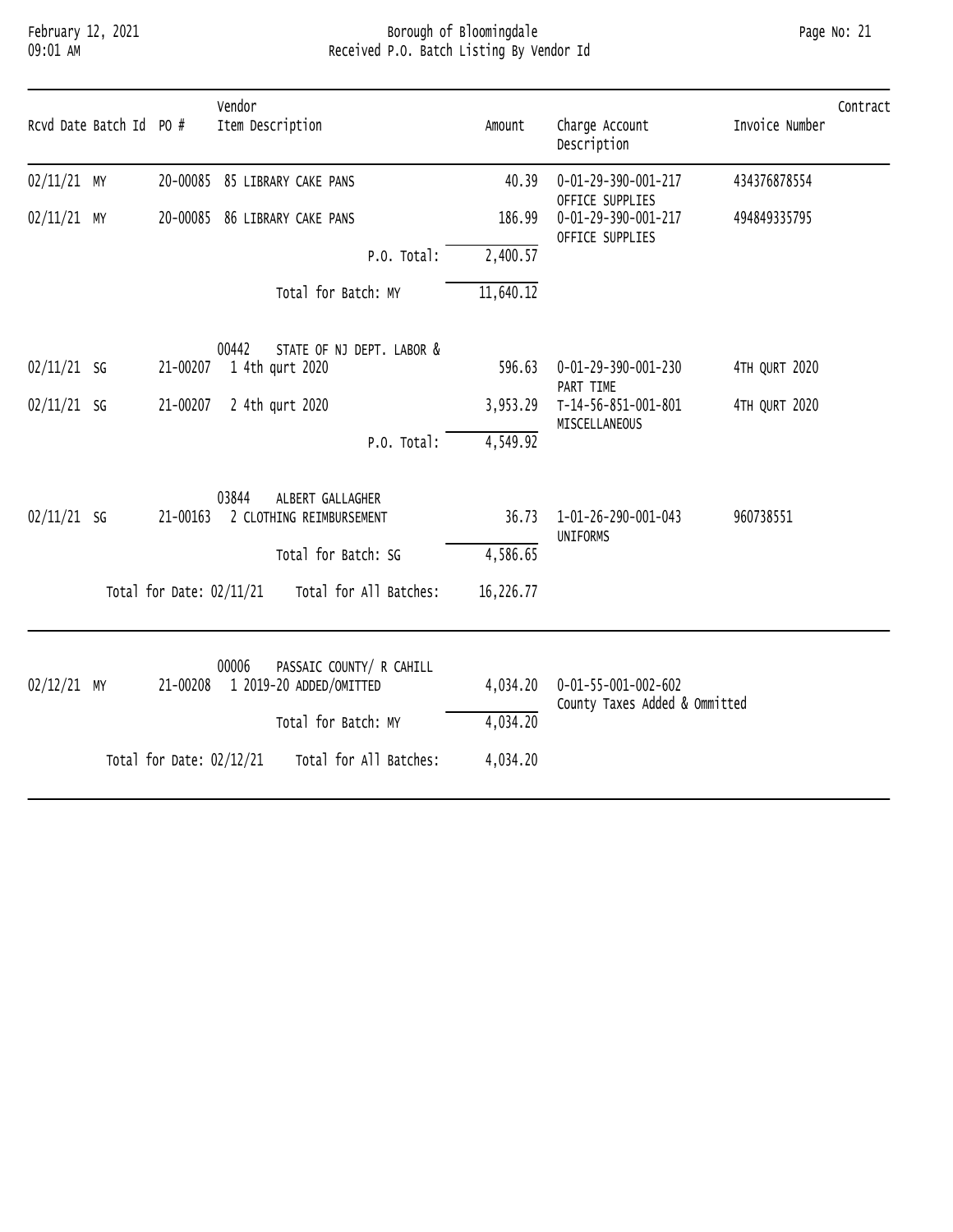| Rcvd Date | Batch Id | PO # | Vendor / Item Description | Amount | Charge Account / Description | Invoice Number | Contract |
|---|---|---|---|---|---|---|---|
| 02/11/21 | MY | 20-00085 | 85 LIBRARY CAKE PANS | 40.39 | 0-01-29-390-001-217 OFFICE SUPPLIES | 434376878554 | |
| 02/11/21 | MY | 20-00085 | 86 LIBRARY CAKE PANS | 186.99 | 0-01-29-390-001-217 OFFICE SUPPLIES | 494849335795 | |
| | | | P.O. Total: | 2,400.57 | | | |
| | | | Total for Batch: MY | 11,640.12 | | | |
| | | | 00442 STATE OF NJ DEPT. LABOR & | | | | |
| 02/11/21 | SG | 21-00207 | 1 4th qurt 2020 | 596.63 | 0-01-29-390-001-230 PART TIME | 4TH QURT 2020 | |
| 02/11/21 | SG | 21-00207 | 2 4th qurt 2020 | 3,953.29 | T-14-56-851-001-801 MISCELLANEOUS | 4TH QURT 2020 | |
| | | | P.O. Total: | 4,549.92 | | | |
| | | | 03844 ALBERT GALLAGHER | | | | |
| 02/11/21 | SG | 21-00163 | 2 CLOTHING REIMBURSEMENT | 36.73 | 1-01-26-290-001-043 UNIFORMS | 960738551 | |
| | | | Total for Batch: SG | 4,586.65 | | | |
| | | Total for Date: 02/11/21 | Total for All Batches: | 16,226.77 | | | |
| | | | 00006 PASSAIC COUNTY/ R CAHILL | | | | |
| 02/12/21 | MY | 21-00208 | 1 2019-20 ADDED/OMITTED | 4,034.20 | 0-01-55-001-002-602 County Taxes Added & Ommitted | | |
| | | | Total for Batch: MY | 4,034.20 | | | |
| | | Total for Date: 02/12/21 | Total for All Batches: | 4,034.20 | | | |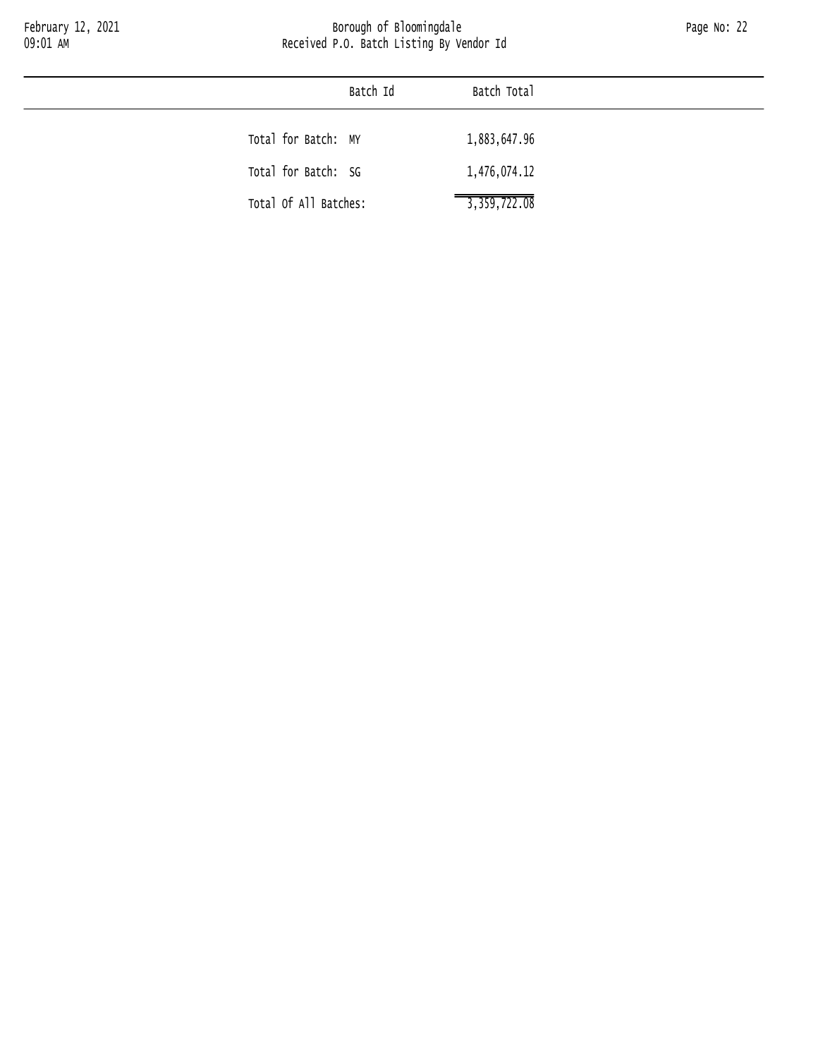| Batch Id | Batch Total |
| --- | --- |
| Total for Batch: MY | 1,883,647.96 |
| Total for Batch: SG | 1,476,074.12 |
| Total Of All Batches: | 3,359,722.08 |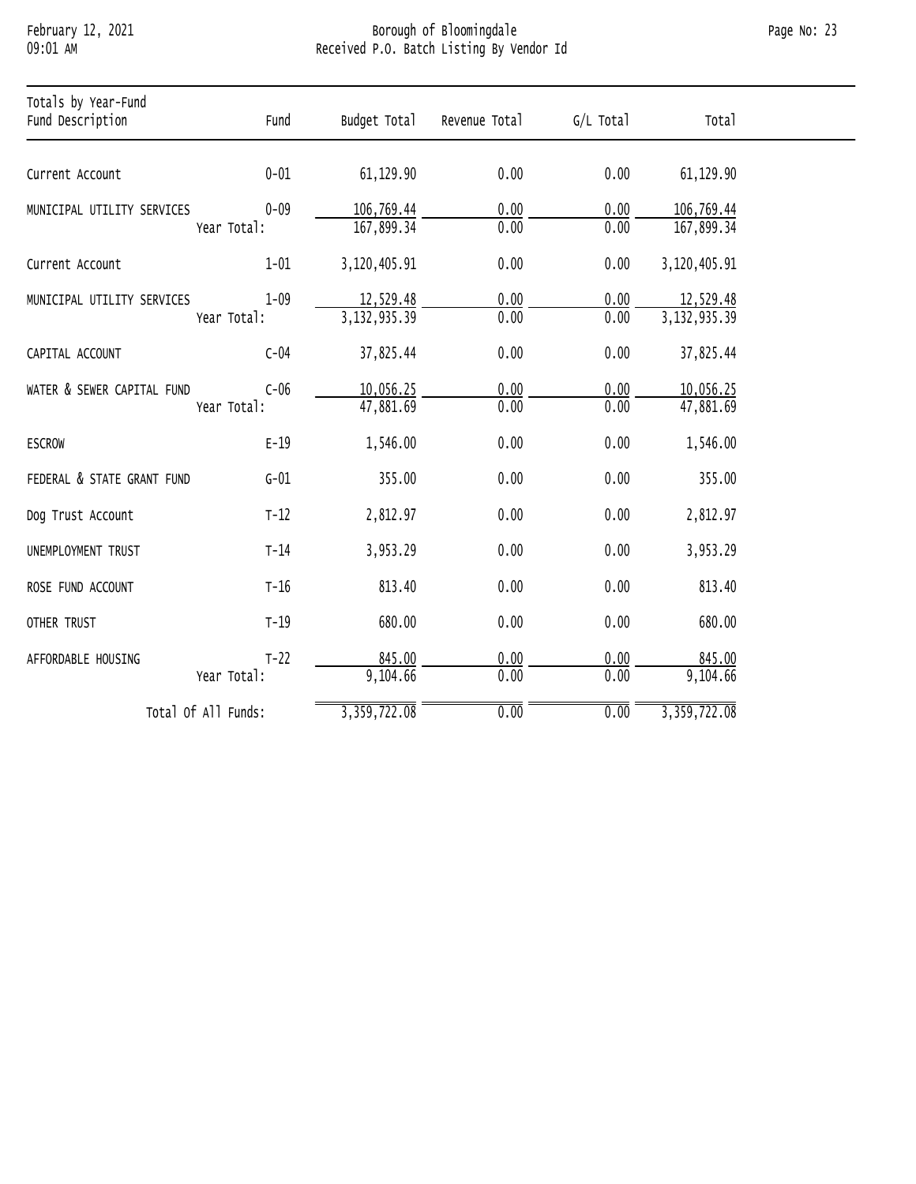| Totals by Year-Fund Fund Description | Fund | Budget Total | Revenue Total | G/L Total | Total |
|---|---|---|---|---|---|
| Current Account | 0-01 | 61,129.90 | 0.00 | 0.00 | 61,129.90 |
| MUNICIPAL UTILITY SERVICES | 0-09 | 106,769.44 | 0.00 | 0.00 | 106,769.44 |
| | Year Total: | 167,899.34 | 0.00 | 0.00 | 167,899.34 |
| Current Account | 1-01 | 3,120,405.91 | 0.00 | 0.00 | 3,120,405.91 |
| MUNICIPAL UTILITY SERVICES | 1-09 | 12,529.48 | 0.00 | 0.00 | 12,529.48 |
| | Year Total: | 3,132,935.39 | 0.00 | 0.00 | 3,132,935.39 |
| CAPITAL ACCOUNT | C-04 | 37,825.44 | 0.00 | 0.00 | 37,825.44 |
| WATER & SEWER CAPITAL FUND | C-06 | 10,056.25 | 0.00 | 0.00 | 10,056.25 |
| | Year Total: | 47,881.69 | 0.00 | 0.00 | 47,881.69 |
| ESCROW | E-19 | 1,546.00 | 0.00 | 0.00 | 1,546.00 |
| FEDERAL & STATE GRANT FUND | G-01 | 355.00 | 0.00 | 0.00 | 355.00 |
| Dog Trust Account | T-12 | 2,812.97 | 0.00 | 0.00 | 2,812.97 |
| UNEMPLOYMENT TRUST | T-14 | 3,953.29 | 0.00 | 0.00 | 3,953.29 |
| ROSE FUND ACCOUNT | T-16 | 813.40 | 0.00 | 0.00 | 813.40 |
| OTHER TRUST | T-19 | 680.00 | 0.00 | 0.00 | 680.00 |
| AFFORDABLE HOUSING | T-22 | 845.00 | 0.00 | 0.00 | 845.00 |
| | Year Total: | 9,104.66 | 0.00 | 0.00 | 9,104.66 |
| Total Of All Funds: | | 3,359,722.08 | 0.00 | 0.00 | 3,359,722.08 |